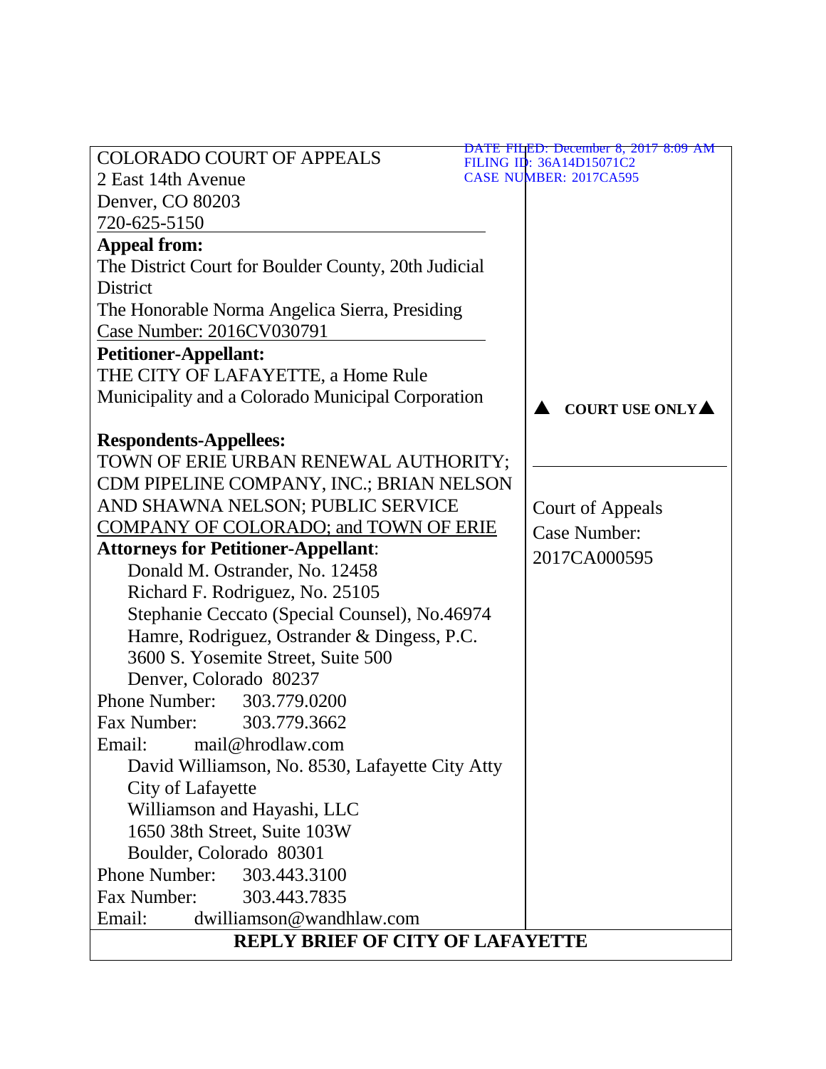DATE FILED: December 8, 2017 8:09 AM
FILING ID: 36A14D15071C2
CASE NUMBER: 2017CA595

COLORADO COURT OF APPEALS
2 East 14th Avenue
Denver, CO 80203
720-625-5150

**Appeal from:**
The District Court for Boulder County, 20th Judicial District
The Honorable Norma Angelica Sierra, Presiding
Case Number: 2016CV030791

**Petitioner-Appellant:**
THE CITY OF LAFAYETTE, a Home Rule Municipality and a Colorado Municipal Corporation

**Respondents-Appellees:**
TOWN OF ERIE URBAN RENEWAL AUTHORITY; CDM PIPELINE COMPANY, INC.; BRIAN NELSON AND SHAWNA NELSON; PUBLIC SERVICE COMPANY OF COLORADO; and TOWN OF ERIE

▲ **COURT USE ONLY** ▲

Court of Appeals
Case Number:
2017CA000595

**Attorneys for Petitioner-Appellant**:
Donald M. Ostrander, No. 12458
Richard F. Rodriguez, No. 25105
Stephanie Ceccato (Special Counsel), No.46974
Hamre, Rodriguez, Ostrander & Dingess, P.C.
3600 S. Yosemite Street, Suite 500
Denver, Colorado 80237
Phone Number: 303.779.0200
Fax Number: 303.779.3662
Email: mail@hrodlaw.com

David Williamson, No. 8530, Lafayette City Atty
City of Lafayette
Williamson and Hayashi, LLC
1650 38th Street, Suite 103W
Boulder, Colorado 80301
Phone Number: 303.443.3100
Fax Number: 303.443.7835
Email: dwilliamson@wandhlaw.com

# REPLY BRIEF OF CITY OF LAFAYETTE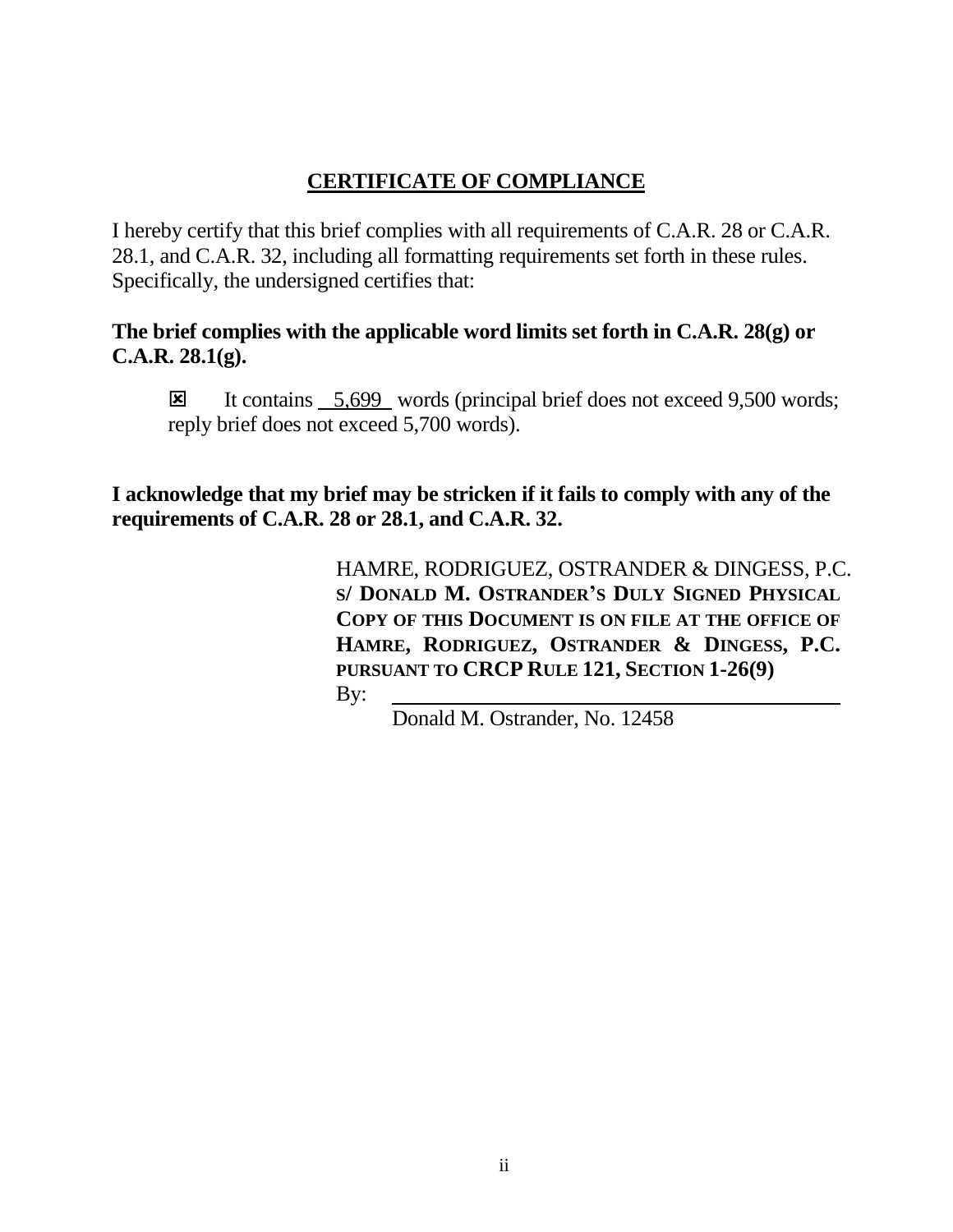## CERTIFICATE OF COMPLIANCE

I hereby certify that this brief complies with all requirements of C.A.R. 28 or C.A.R. 28.1, and C.A.R. 32, including all formatting requirements set forth in these rules. Specifically, the undersigned certifies that:

**The brief complies with the applicable word limits set forth in C.A.R. 28(g) or C.A.R. 28.1(g).**

☒ It contains 5,699 words (principal brief does not exceed 9,500 words; reply brief does not exceed 5,700 words).

**I acknowledge that my brief may be stricken if it fails to comply with any of the requirements of C.A.R. 28 or 28.1, and C.A.R. 32.**

HAMRE, RODRIGUEZ, OSTRANDER & DINGESS, P.C.
**S/ DONALD M. OSTRANDER'S DULY SIGNED PHYSICAL COPY OF THIS DOCUMENT IS ON FILE AT THE OFFICE OF HAMRE, RODRIGUEZ, OSTRANDER & DINGESS, P.C. PURSUANT TO CRCP RULE 121, SECTION 1-26(9)**

By: ______________________________

Donald M. Ostrander, No. 12458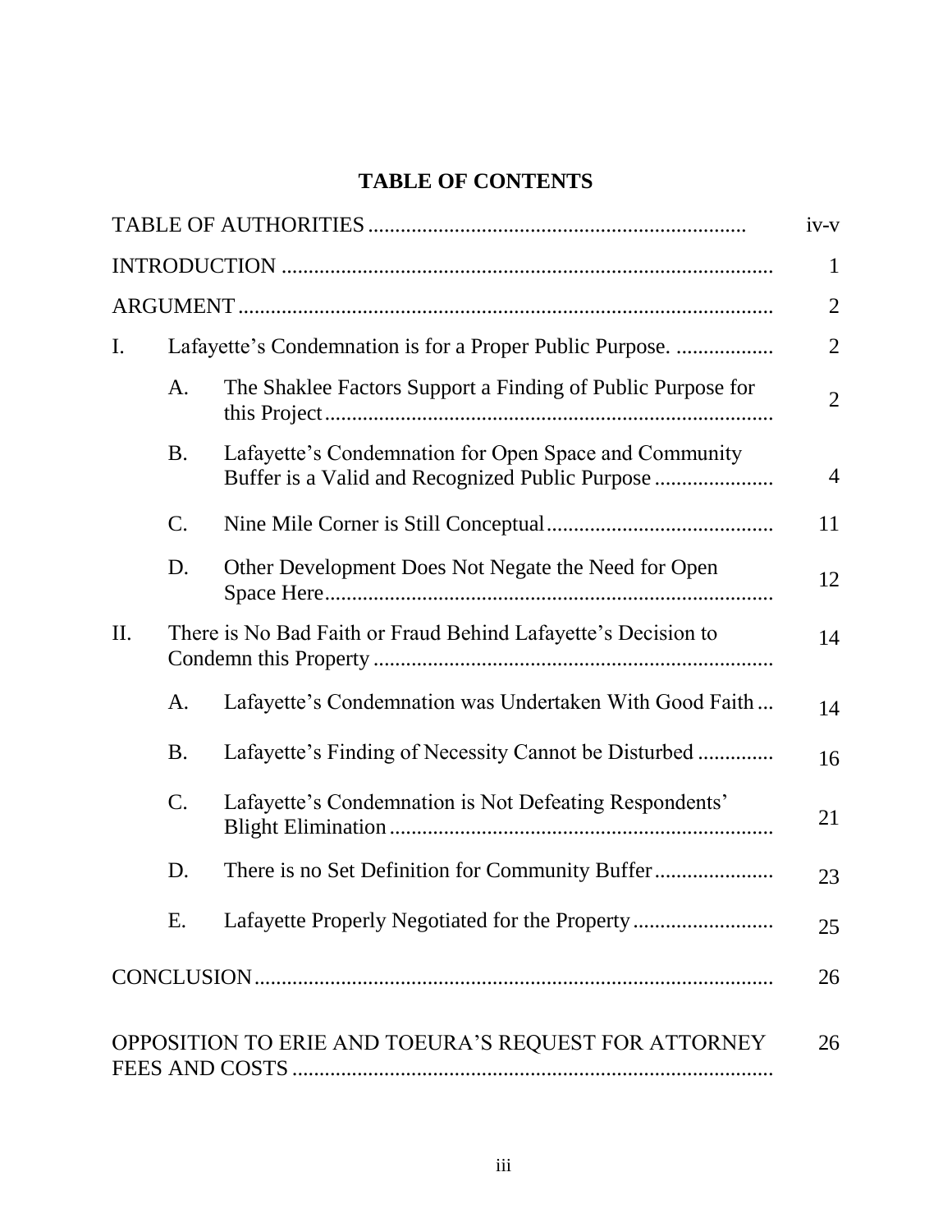# TABLE OF CONTENTS

| | | | |
|---|---|---|---|
| TABLE OF AUTHORITIES | | | iv-v |
| INTRODUCTION | | | 1 |
| ARGUMENT | | | 2 |
| I. | Lafayette's Condemnation is for a Proper Public Purpose. | | 2 |
| | A. | The Shaklee Factors Support a Finding of Public Purpose for this Project | 2 |
| | B. | Lafayette's Condemnation for Open Space and Community Buffer is a Valid and Recognized Public Purpose | 4 |
| | C. | Nine Mile Corner is Still Conceptual | 11 |
| | D. | Other Development Does Not Negate the Need for Open Space Here | 12 |
| II. | There is No Bad Faith or Fraud Behind Lafayette's Decision to Condemn this Property | | 14 |
| | A. | Lafayette's Condemnation was Undertaken With Good Faith | 14 |
| | B. | Lafayette's Finding of Necessity Cannot be Disturbed | 16 |
| | C. | Lafayette's Condemnation is Not Defeating Respondents' Blight Elimination | 21 |
| | D. | There is no Set Definition for Community Buffer | 23 |
| | E. | Lafayette Properly Negotiated for the Property | 25 |
| CONCLUSION | | | 26 |
| OPPOSITION TO ERIE AND TOEURA'S REQUEST FOR ATTORNEY FEES AND COSTS | | | 26 |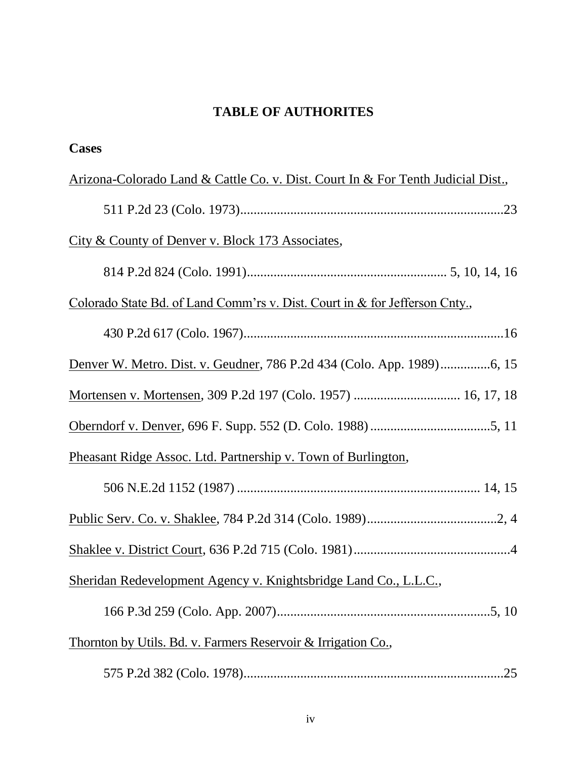## TABLE OF AUTHORITES

**Cases**

Arizona-Colorado Land & Cattle Co. v. Dist. Court In & For Tenth Judicial Dist.,

511 P.2d 23 (Colo. 1973)...............................................................................23

City & County of Denver v. Block 173 Associates,

814 P.2d 824 (Colo. 1991)........................................................... 5, 10, 14, 16

Colorado State Bd. of Land Comm'rs v. Dist. Court in & for Jefferson Cnty.,

430 P.2d 617 (Colo. 1967)..............................................................................16

Denver W. Metro. Dist. v. Geudner, 786 P.2d 434 (Colo. App. 1989)...............6, 15

Mortensen v. Mortensen, 309 P.2d 197 (Colo. 1957) ................................ 16, 17, 18

Oberndorf v. Denver, 696 F. Supp. 552 (D. Colo. 1988)....................................5, 11

Pheasant Ridge Assoc. Ltd. Partnership v. Town of Burlington,

506 N.E.2d 1152 (1987) ........................................................................ 14, 15

Public Serv. Co. v. Shaklee, 784 P.2d 314 (Colo. 1989).......................................2, 4

Shaklee v. District Court, 636 P.2d 715 (Colo. 1981)...............................................4

Sheridan Redevelopment Agency v. Knightsbridge Land Co., L.L.C.,

166 P.3d 259 (Colo. App. 2007)................................................................5, 10

Thornton by Utils. Bd. v. Farmers Reservoir & Irrigation Co.,

575 P.2d 382 (Colo. 1978)..............................................................................25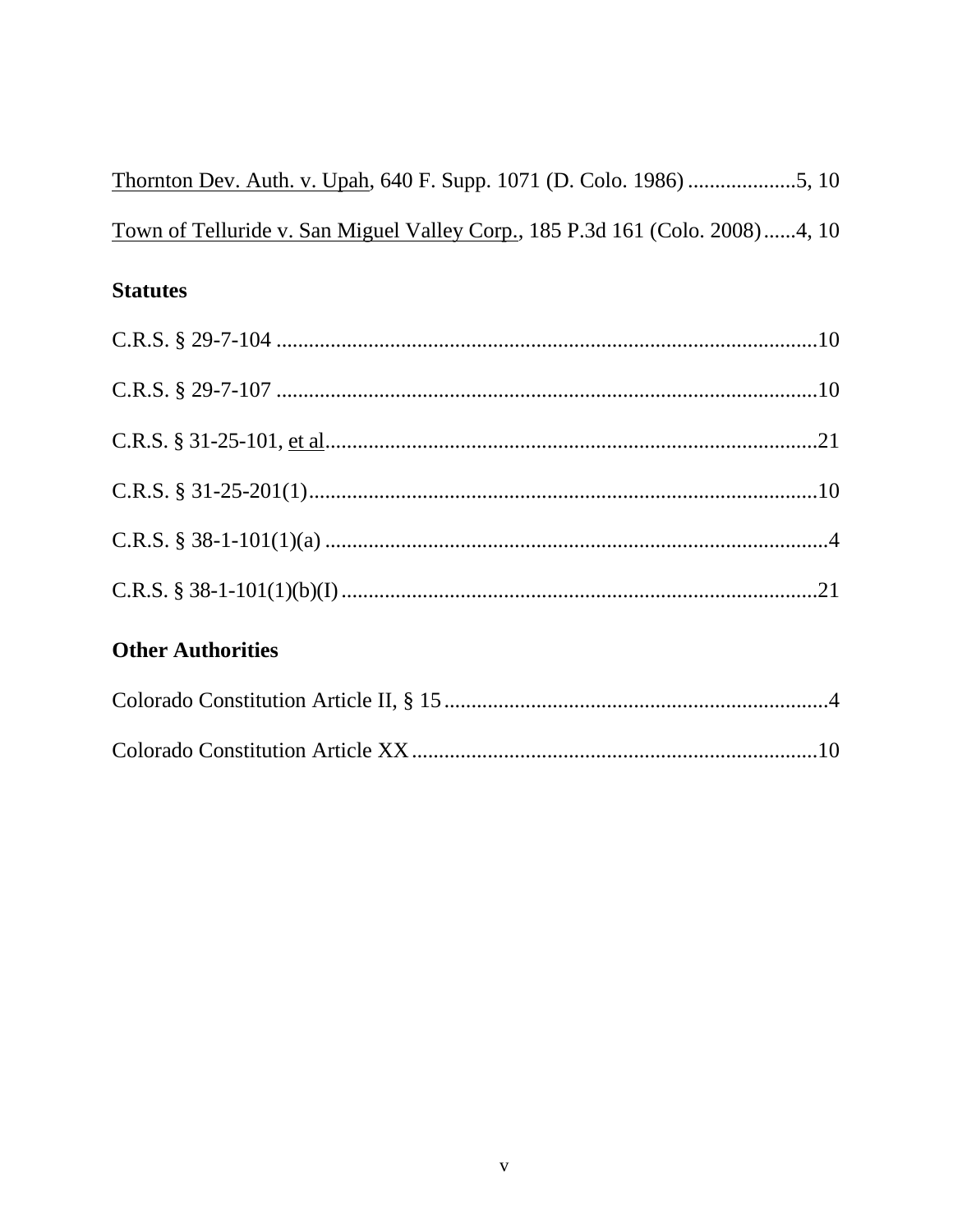Thornton Dev. Auth. v. Upah, 640 F. Supp. 1071 (D. Colo. 1986) ....................5, 10

Town of Telluride v. San Miguel Valley Corp., 185 P.3d 161 (Colo. 2008)......4, 10

**Statutes**

C.R.S. § 29-7-104 ....................................................................................................10

C.R.S. § 29-7-107 ....................................................................................................10

C.R.S. § 31-25-101, et al...........................................................................................21

C.R.S. § 31-25-201(1)..............................................................................................10

C.R.S. § 38-1-101(1)(a) ...............................................................................................4

C.R.S. § 38-1-101(1)(b)(I) .........................................................................................21

**Other Authorities**

Colorado Constitution Article II, § 15 .......................................................................4

Colorado Constitution Article XX...........................................................................10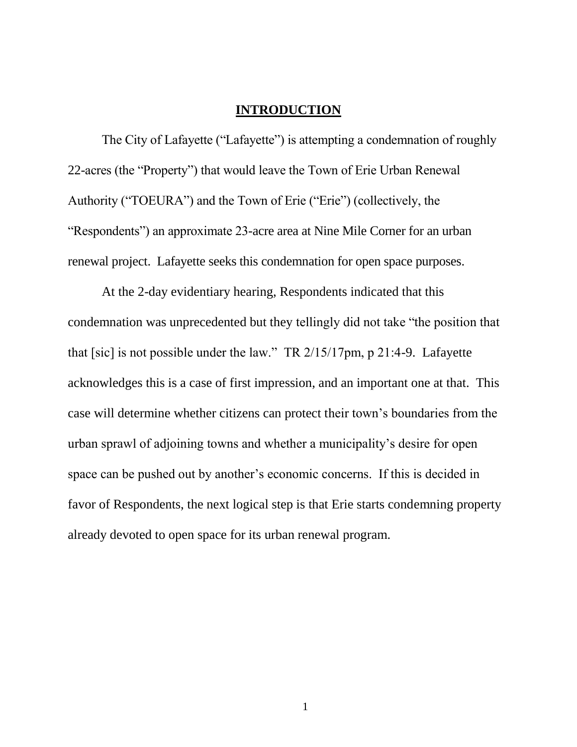# INTRODUCTION

The City of Lafayette ("Lafayette") is attempting a condemnation of roughly 22-acres (the "Property") that would leave the Town of Erie Urban Renewal Authority ("TOEURA") and the Town of Erie ("Erie") (collectively, the "Respondents") an approximate 23-acre area at Nine Mile Corner for an urban renewal project. Lafayette seeks this condemnation for open space purposes.

At the 2-day evidentiary hearing, Respondents indicated that this condemnation was unprecedented but they tellingly did not take "the position that that [sic] is not possible under the law." TR 2/15/17pm, p 21:4-9. Lafayette acknowledges this is a case of first impression, and an important one at that. This case will determine whether citizens can protect their town's boundaries from the urban sprawl of adjoining towns and whether a municipality's desire for open space can be pushed out by another's economic concerns. If this is decided in favor of Respondents, the next logical step is that Erie starts condemning property already devoted to open space for its urban renewal program.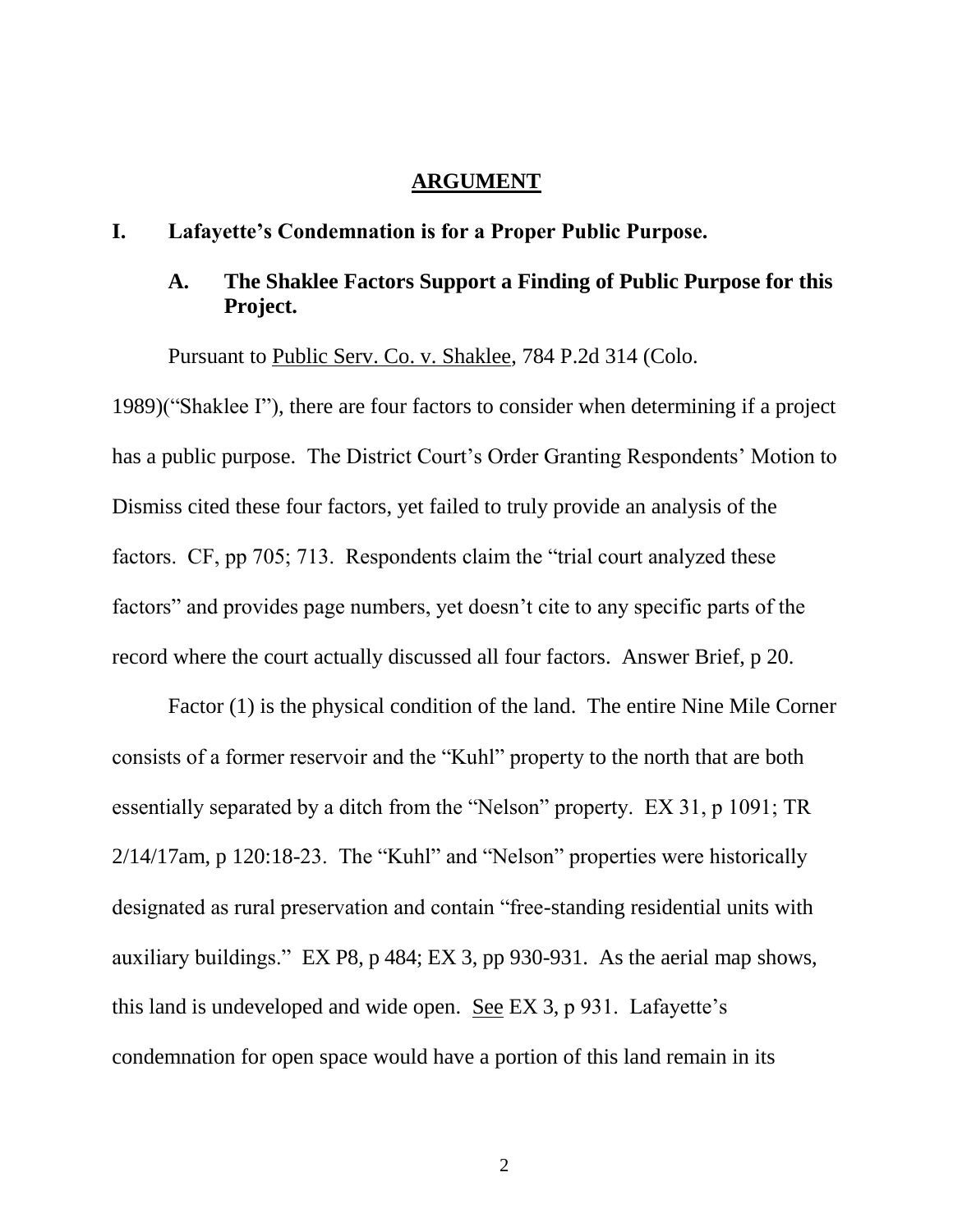# ARGUMENT

## I. Lafayette's Condemnation is for a Proper Public Purpose.

### A. The Shaklee Factors Support a Finding of Public Purpose for this Project.

Pursuant to Public Serv. Co. v. Shaklee, 784 P.2d 314 (Colo. 1989)("Shaklee I"), there are four factors to consider when determining if a project has a public purpose. The District Court's Order Granting Respondents' Motion to Dismiss cited these four factors, yet failed to truly provide an analysis of the factors. CF, pp 705; 713. Respondents claim the "trial court analyzed these factors" and provides page numbers, yet doesn't cite to any specific parts of the record where the court actually discussed all four factors. Answer Brief, p 20.

Factor (1) is the physical condition of the land. The entire Nine Mile Corner consists of a former reservoir and the "Kuhl" property to the north that are both essentially separated by a ditch from the "Nelson" property. EX 31, p 1091; TR 2/14/17am, p 120:18-23. The "Kuhl" and "Nelson" properties were historically designated as rural preservation and contain "free-standing residential units with auxiliary buildings." EX P8, p 484; EX 3, pp 930-931. As the aerial map shows, this land is undeveloped and wide open. See EX 3, p 931. Lafayette's condemnation for open space would have a portion of this land remain in its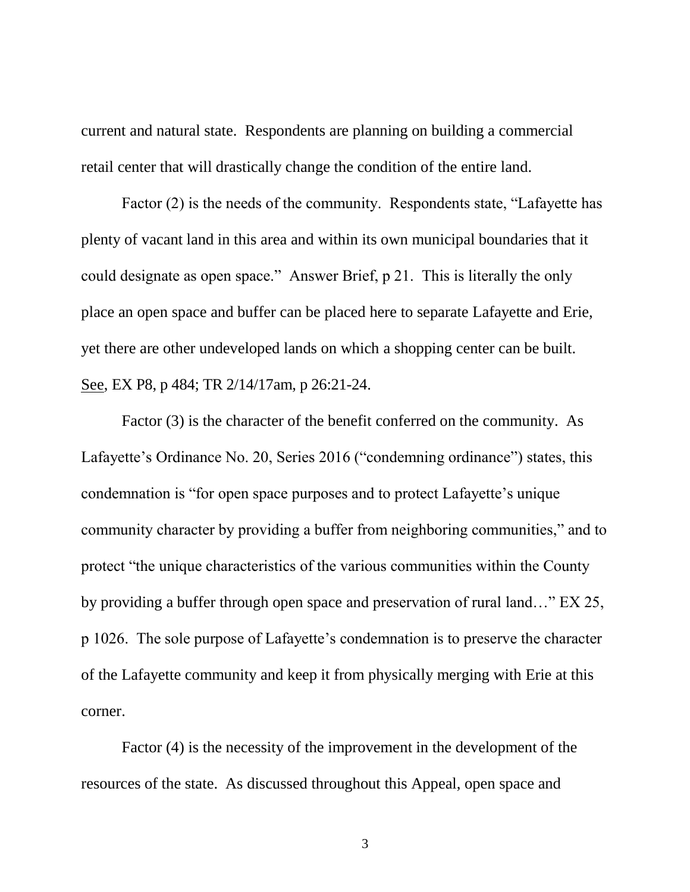current and natural state. Respondents are planning on building a commercial retail center that will drastically change the condition of the entire land.

Factor (2) is the needs of the community. Respondents state, "Lafayette has plenty of vacant land in this area and within its own municipal boundaries that it could designate as open space." Answer Brief, p 21. This is literally the only place an open space and buffer can be placed here to separate Lafayette and Erie, yet there are other undeveloped lands on which a shopping center can be built. See, EX P8, p 484; TR 2/14/17am, p 26:21-24.

Factor (3) is the character of the benefit conferred on the community. As Lafayette's Ordinance No. 20, Series 2016 ("condemning ordinance") states, this condemnation is "for open space purposes and to protect Lafayette's unique community character by providing a buffer from neighboring communities," and to protect "the unique characteristics of the various communities within the County by providing a buffer through open space and preservation of rural land…" EX 25, p 1026. The sole purpose of Lafayette's condemnation is to preserve the character of the Lafayette community and keep it from physically merging with Erie at this corner.

Factor (4) is the necessity of the improvement in the development of the resources of the state. As discussed throughout this Appeal, open space and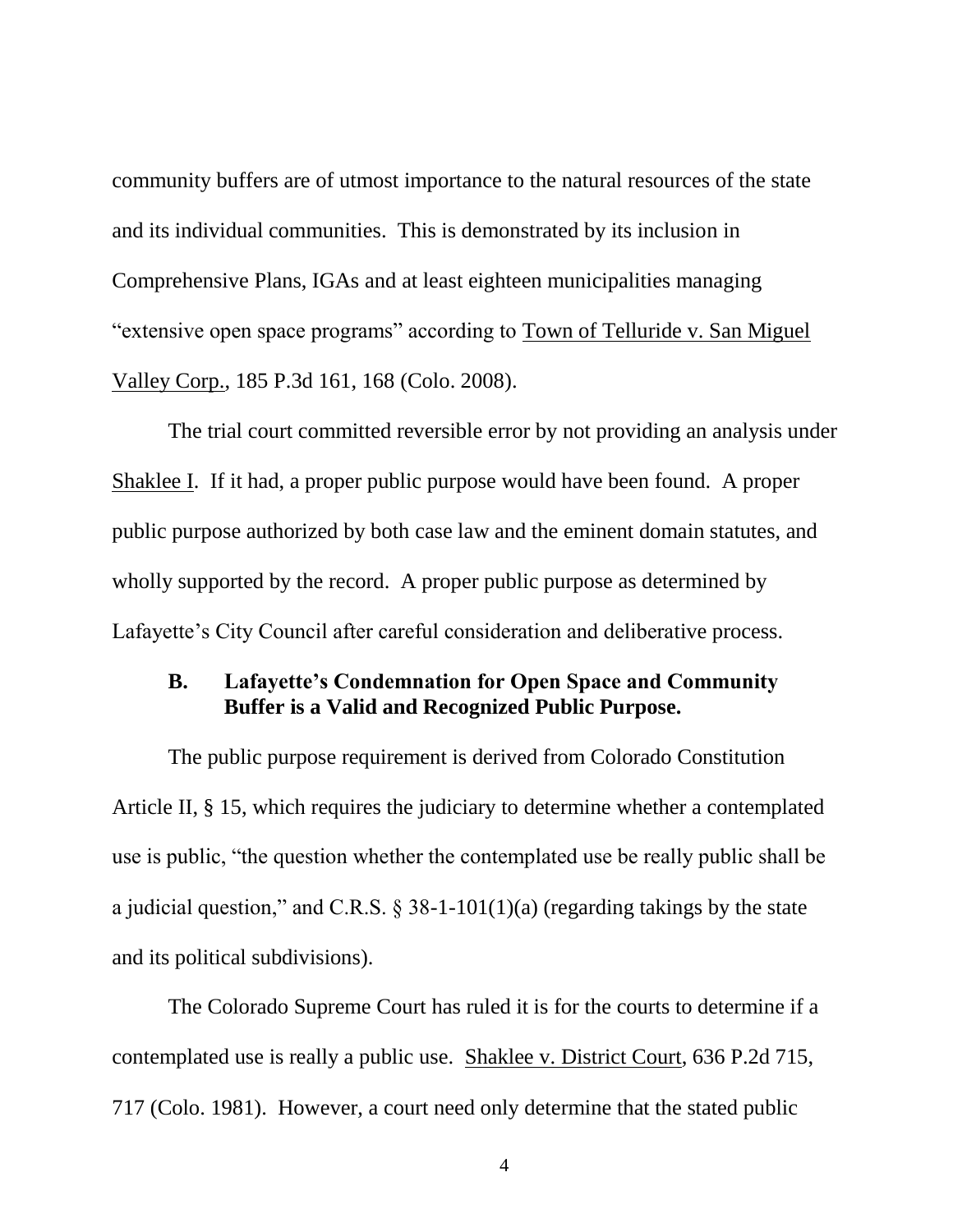community buffers are of utmost importance to the natural resources of the state and its individual communities. This is demonstrated by its inclusion in Comprehensive Plans, IGAs and at least eighteen municipalities managing "extensive open space programs" according to Town of Telluride v. San Miguel Valley Corp., 185 P.3d 161, 168 (Colo. 2008).

The trial court committed reversible error by not providing an analysis under Shaklee I. If it had, a proper public purpose would have been found. A proper public purpose authorized by both case law and the eminent domain statutes, and wholly supported by the record. A proper public purpose as determined by Lafayette's City Council after careful consideration and deliberative process.

### B. Lafayette's Condemnation for Open Space and Community Buffer is a Valid and Recognized Public Purpose.

The public purpose requirement is derived from Colorado Constitution Article II, § 15, which requires the judiciary to determine whether a contemplated use is public, "the question whether the contemplated use be really public shall be a judicial question," and C.R.S. § 38-1-101(1)(a) (regarding takings by the state and its political subdivisions).

The Colorado Supreme Court has ruled it is for the courts to determine if a contemplated use is really a public use. Shaklee v. District Court, 636 P.2d 715, 717 (Colo. 1981). However, a court need only determine that the stated public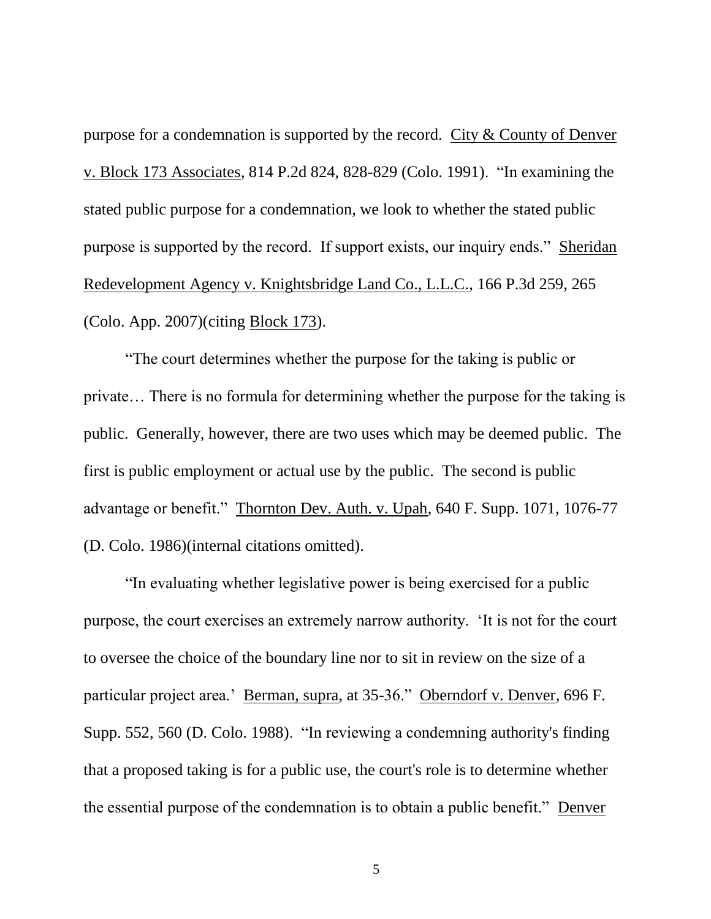purpose for a condemnation is supported by the record. City & County of Denver v. Block 173 Associates, 814 P.2d 824, 828-829 (Colo. 1991). "In examining the stated public purpose for a condemnation, we look to whether the stated public purpose is supported by the record. If support exists, our inquiry ends." Sheridan Redevelopment Agency v. Knightsbridge Land Co., L.L.C., 166 P.3d 259, 265 (Colo. App. 2007)(citing Block 173).

"The court determines whether the purpose for the taking is public or private… There is no formula for determining whether the purpose for the taking is public. Generally, however, there are two uses which may be deemed public. The first is public employment or actual use by the public. The second is public advantage or benefit." Thornton Dev. Auth. v. Upah, 640 F. Supp. 1071, 1076-77 (D. Colo. 1986)(internal citations omitted).

"In evaluating whether legislative power is being exercised for a public purpose, the court exercises an extremely narrow authority. 'It is not for the court to oversee the choice of the boundary line nor to sit in review on the size of a particular project area.' Berman, supra, at 35-36." Oberndorf v. Denver, 696 F. Supp. 552, 560 (D. Colo. 1988). "In reviewing a condemning authority's finding that a proposed taking is for a public use, the court's role is to determine whether the essential purpose of the condemnation is to obtain a public benefit." Denver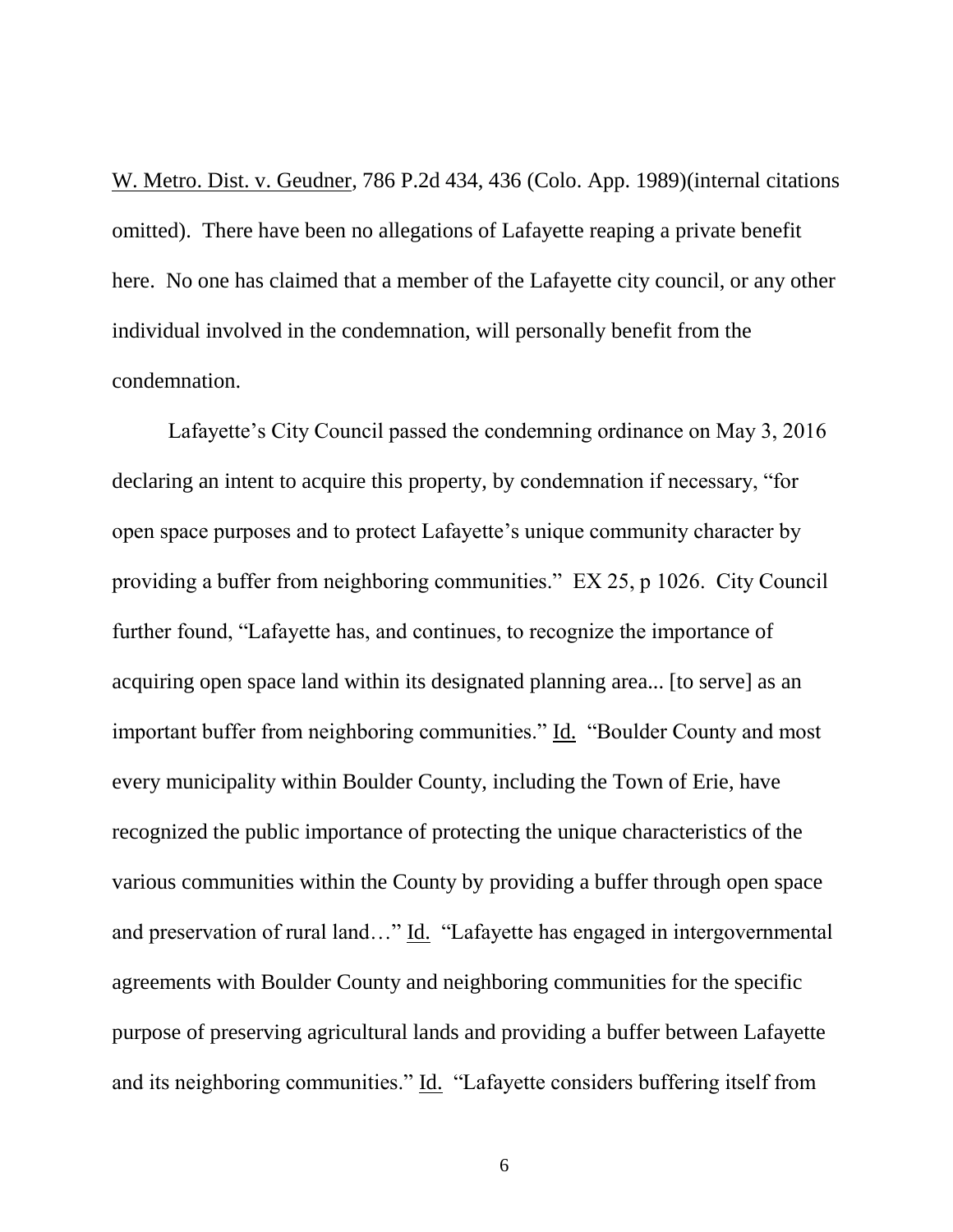W. Metro. Dist. v. Geudner, 786 P.2d 434, 436 (Colo. App. 1989)(internal citations omitted). There have been no allegations of Lafayette reaping a private benefit here. No one has claimed that a member of the Lafayette city council, or any other individual involved in the condemnation, will personally benefit from the condemnation.

Lafayette's City Council passed the condemning ordinance on May 3, 2016 declaring an intent to acquire this property, by condemnation if necessary, "for open space purposes and to protect Lafayette's unique community character by providing a buffer from neighboring communities." EX 25, p 1026. City Council further found, "Lafayette has, and continues, to recognize the importance of acquiring open space land within its designated planning area... [to serve] as an important buffer from neighboring communities." Id. "Boulder County and most every municipality within Boulder County, including the Town of Erie, have recognized the public importance of protecting the unique characteristics of the various communities within the County by providing a buffer through open space and preservation of rural land…" Id. "Lafayette has engaged in intergovernmental agreements with Boulder County and neighboring communities for the specific purpose of preserving agricultural lands and providing a buffer between Lafayette and its neighboring communities." Id. "Lafayette considers buffering itself from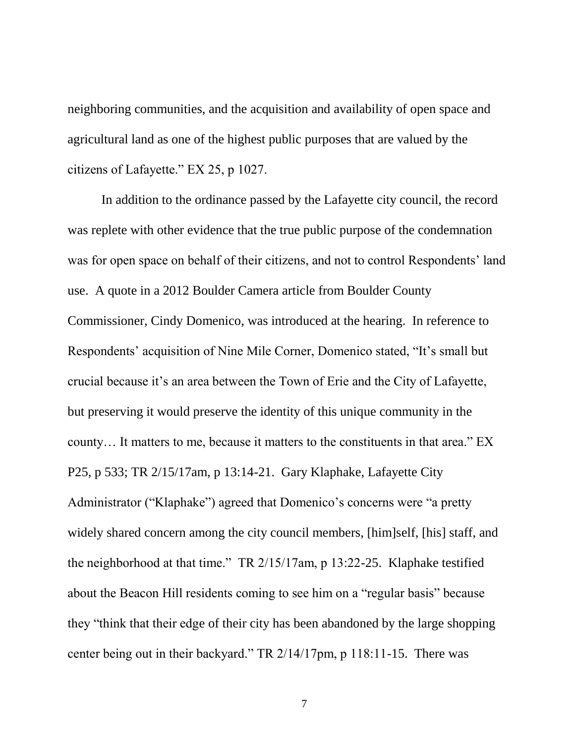neighboring communities, and the acquisition and availability of open space and agricultural land as one of the highest public purposes that are valued by the citizens of Lafayette." EX 25, p 1027.

In addition to the ordinance passed by the Lafayette city council, the record was replete with other evidence that the true public purpose of the condemnation was for open space on behalf of their citizens, and not to control Respondents' land use. A quote in a 2012 Boulder Camera article from Boulder County Commissioner, Cindy Domenico, was introduced at the hearing. In reference to Respondents' acquisition of Nine Mile Corner, Domenico stated, "It's small but crucial because it's an area between the Town of Erie and the City of Lafayette, but preserving it would preserve the identity of this unique community in the county… It matters to me, because it matters to the constituents in that area." EX P25, p 533; TR 2/15/17am, p 13:14-21. Gary Klaphake, Lafayette City Administrator ("Klaphake") agreed that Domenico's concerns were "a pretty widely shared concern among the city council members, [him]self, [his] staff, and the neighborhood at that time." TR 2/15/17am, p 13:22-25. Klaphake testified about the Beacon Hill residents coming to see him on a "regular basis" because they "think that their edge of their city has been abandoned by the large shopping center being out in their backyard." TR 2/14/17pm, p 118:11-15. There was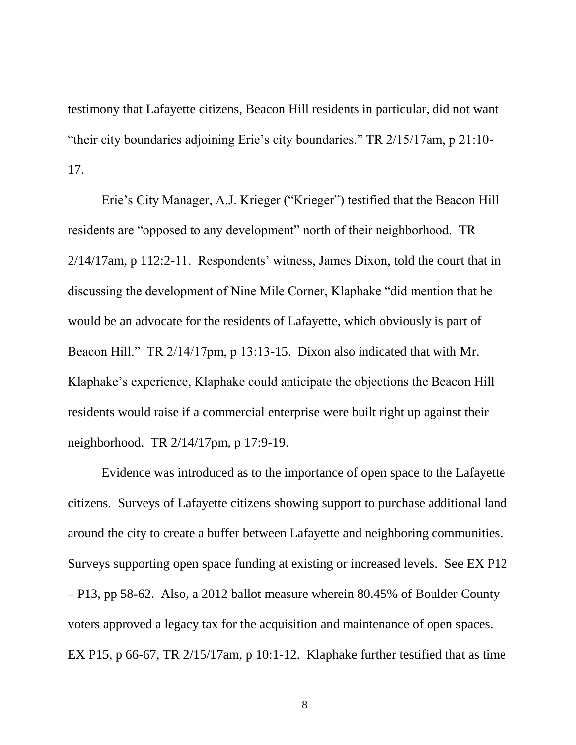testimony that Lafayette citizens, Beacon Hill residents in particular, did not want "their city boundaries adjoining Erie's city boundaries." TR 2/15/17am, p 21:10-17.

Erie's City Manager, A.J. Krieger ("Krieger") testified that the Beacon Hill residents are "opposed to any development" north of their neighborhood. TR 2/14/17am, p 112:2-11. Respondents' witness, James Dixon, told the court that in discussing the development of Nine Mile Corner, Klaphake "did mention that he would be an advocate for the residents of Lafayette, which obviously is part of Beacon Hill." TR 2/14/17pm, p 13:13-15. Dixon also indicated that with Mr. Klaphake's experience, Klaphake could anticipate the objections the Beacon Hill residents would raise if a commercial enterprise were built right up against their neighborhood. TR 2/14/17pm, p 17:9-19.

Evidence was introduced as to the importance of open space to the Lafayette citizens. Surveys of Lafayette citizens showing support to purchase additional land around the city to create a buffer between Lafayette and neighboring communities. Surveys supporting open space funding at existing or increased levels. See EX P12 – P13, pp 58-62. Also, a 2012 ballot measure wherein 80.45% of Boulder County voters approved a legacy tax for the acquisition and maintenance of open spaces. EX P15, p 66-67, TR 2/15/17am, p 10:1-12. Klaphake further testified that as time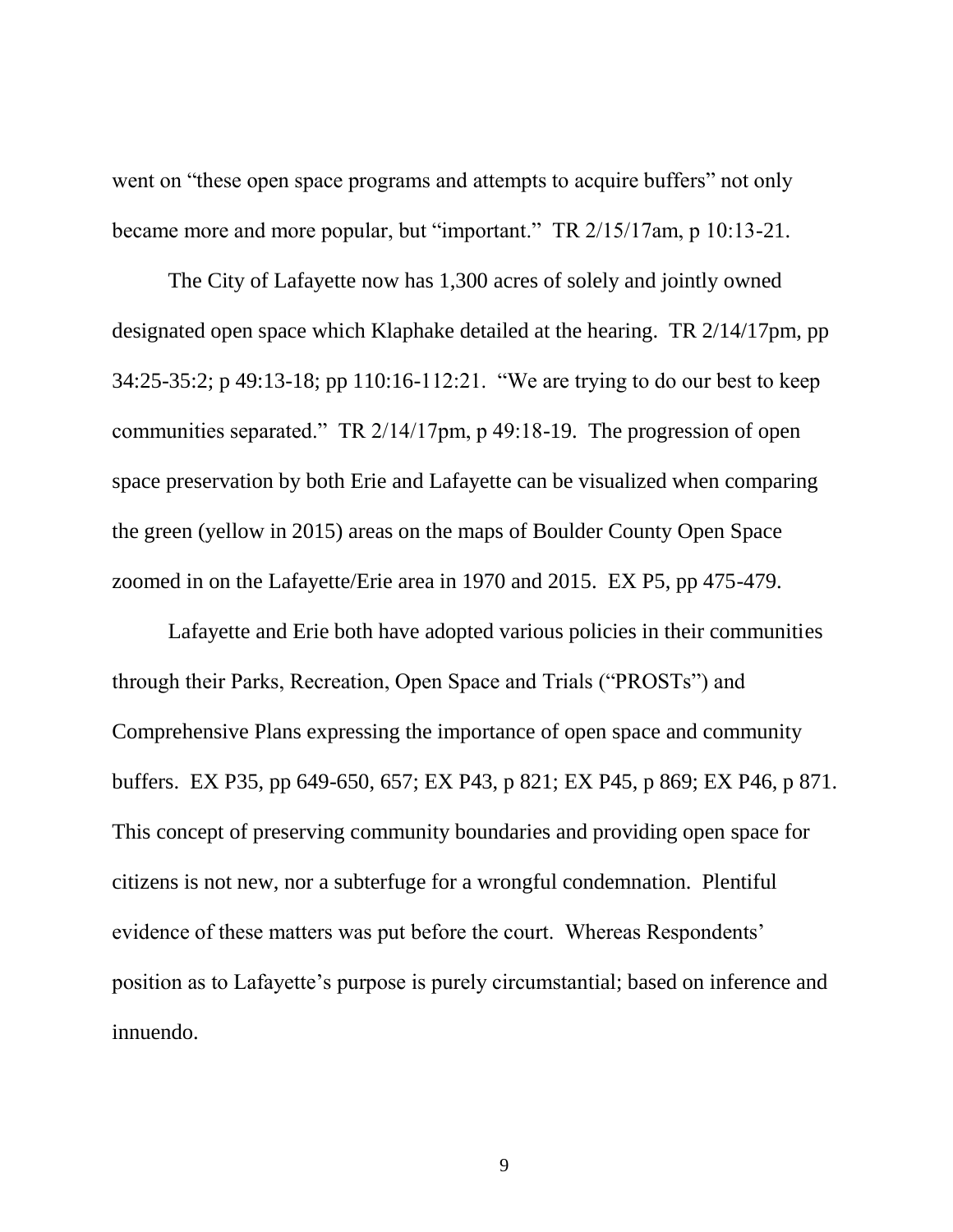went on "these open space programs and attempts to acquire buffers" not only became more and more popular, but "important." TR 2/15/17am, p 10:13-21.

The City of Lafayette now has 1,300 acres of solely and jointly owned designated open space which Klaphake detailed at the hearing. TR 2/14/17pm, pp 34:25-35:2; p 49:13-18; pp 110:16-112:21. "We are trying to do our best to keep communities separated." TR 2/14/17pm, p 49:18-19. The progression of open space preservation by both Erie and Lafayette can be visualized when comparing the green (yellow in 2015) areas on the maps of Boulder County Open Space zoomed in on the Lafayette/Erie area in 1970 and 2015. EX P5, pp 475-479.

Lafayette and Erie both have adopted various policies in their communities through their Parks, Recreation, Open Space and Trials ("PROSTs") and Comprehensive Plans expressing the importance of open space and community buffers. EX P35, pp 649-650, 657; EX P43, p 821; EX P45, p 869; EX P46, p 871. This concept of preserving community boundaries and providing open space for citizens is not new, nor a subterfuge for a wrongful condemnation. Plentiful evidence of these matters was put before the court. Whereas Respondents' position as to Lafayette's purpose is purely circumstantial; based on inference and innuendo.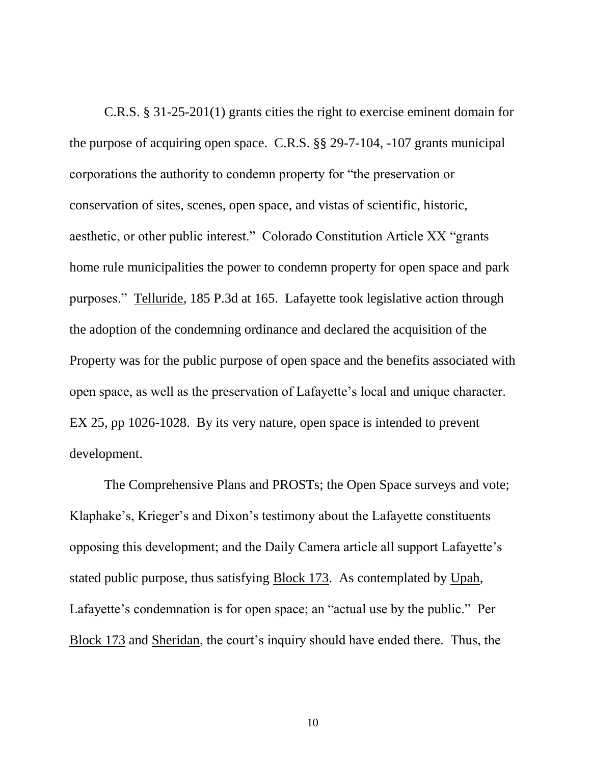C.R.S. § 31-25-201(1) grants cities the right to exercise eminent domain for the purpose of acquiring open space. C.R.S. §§ 29-7-104, -107 grants municipal corporations the authority to condemn property for "the preservation or conservation of sites, scenes, open space, and vistas of scientific, historic, aesthetic, or other public interest." Colorado Constitution Article XX "grants home rule municipalities the power to condemn property for open space and park purposes." Telluride, 185 P.3d at 165. Lafayette took legislative action through the adoption of the condemning ordinance and declared the acquisition of the Property was for the public purpose of open space and the benefits associated with open space, as well as the preservation of Lafayette's local and unique character. EX 25, pp 1026-1028. By its very nature, open space is intended to prevent development.

The Comprehensive Plans and PROSTs; the Open Space surveys and vote; Klaphake's, Krieger's and Dixon's testimony about the Lafayette constituents opposing this development; and the Daily Camera article all support Lafayette's stated public purpose, thus satisfying Block 173. As contemplated by Upah, Lafayette's condemnation is for open space; an "actual use by the public." Per Block 173 and Sheridan, the court's inquiry should have ended there. Thus, the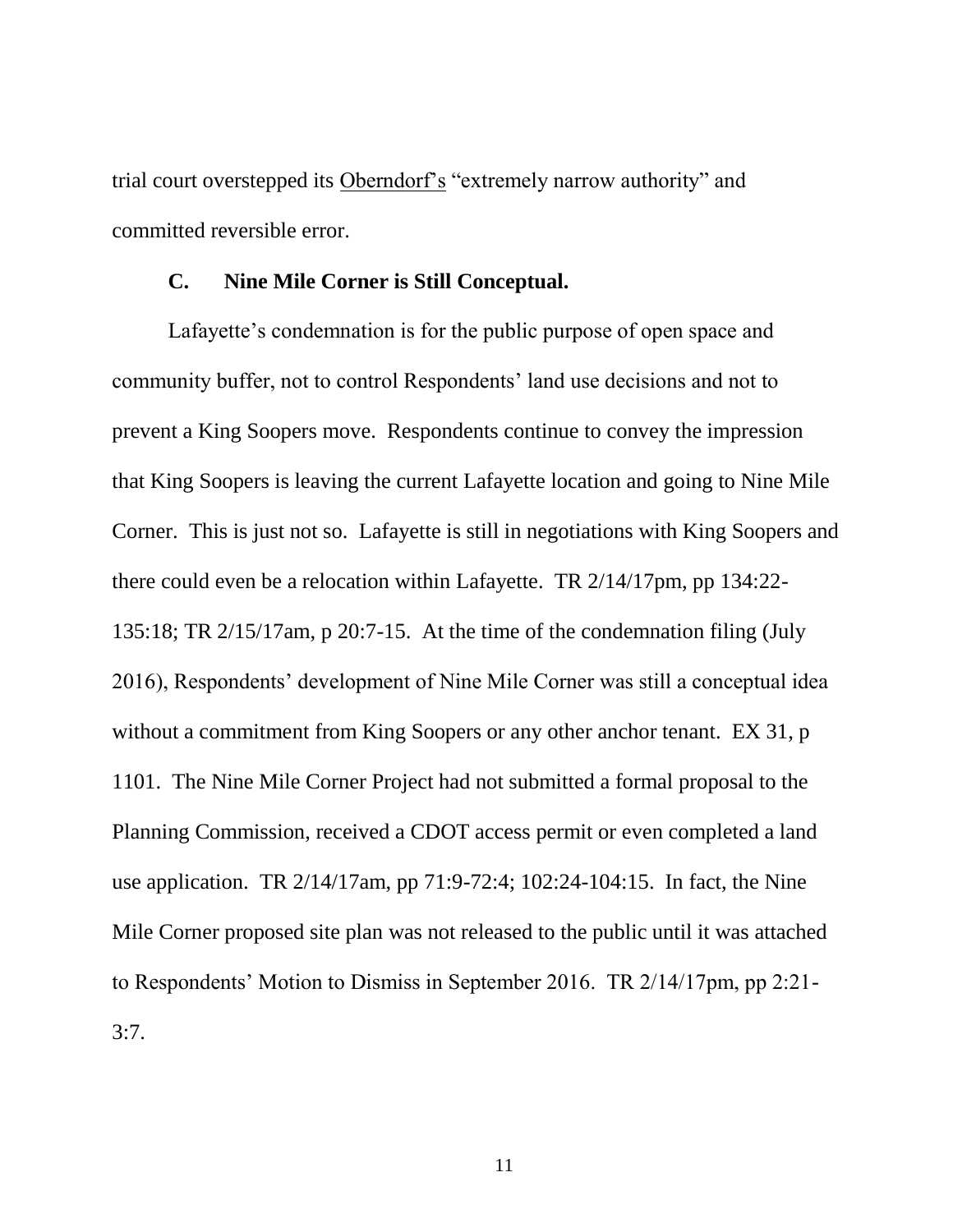trial court overstepped its Oberndorf's "extremely narrow authority" and committed reversible error.

### C. Nine Mile Corner is Still Conceptual.

Lafayette's condemnation is for the public purpose of open space and community buffer, not to control Respondents' land use decisions and not to prevent a King Soopers move. Respondents continue to convey the impression that King Soopers is leaving the current Lafayette location and going to Nine Mile Corner. This is just not so. Lafayette is still in negotiations with King Soopers and there could even be a relocation within Lafayette. TR 2/14/17pm, pp 134:22-135:18; TR 2/15/17am, p 20:7-15. At the time of the condemnation filing (July 2016), Respondents' development of Nine Mile Corner was still a conceptual idea without a commitment from King Soopers or any other anchor tenant. EX 31, p 1101. The Nine Mile Corner Project had not submitted a formal proposal to the Planning Commission, received a CDOT access permit or even completed a land use application. TR 2/14/17am, pp 71:9-72:4; 102:24-104:15. In fact, the Nine Mile Corner proposed site plan was not released to the public until it was attached to Respondents' Motion to Dismiss in September 2016. TR 2/14/17pm, pp 2:21-3:7.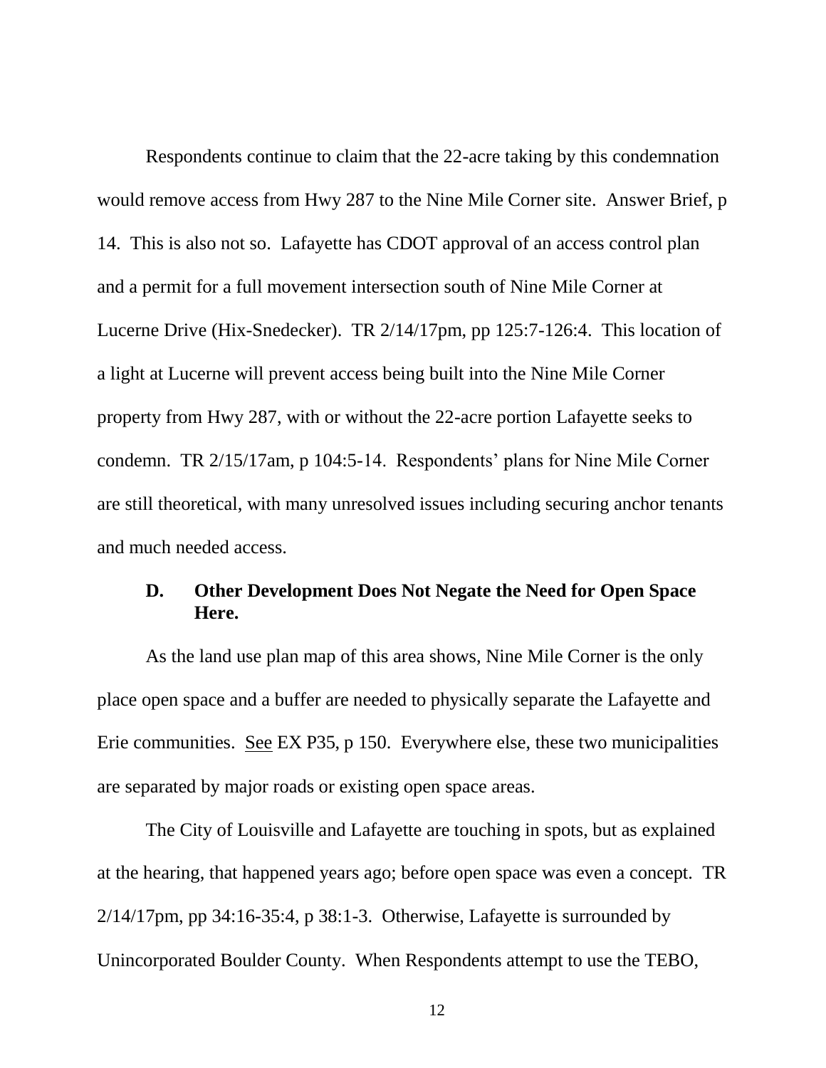Respondents continue to claim that the 22-acre taking by this condemnation would remove access from Hwy 287 to the Nine Mile Corner site. Answer Brief, p 14. This is also not so. Lafayette has CDOT approval of an access control plan and a permit for a full movement intersection south of Nine Mile Corner at Lucerne Drive (Hix-Snedecker). TR 2/14/17pm, pp 125:7-126:4. This location of a light at Lucerne will prevent access being built into the Nine Mile Corner property from Hwy 287, with or without the 22-acre portion Lafayette seeks to condemn. TR 2/15/17am, p 104:5-14. Respondents' plans for Nine Mile Corner are still theoretical, with many unresolved issues including securing anchor tenants and much needed access.

### D. Other Development Does Not Negate the Need for Open Space Here.

As the land use plan map of this area shows, Nine Mile Corner is the only place open space and a buffer are needed to physically separate the Lafayette and Erie communities. See EX P35, p 150. Everywhere else, these two municipalities are separated by major roads or existing open space areas.

The City of Louisville and Lafayette are touching in spots, but as explained at the hearing, that happened years ago; before open space was even a concept. TR 2/14/17pm, pp 34:16-35:4, p 38:1-3. Otherwise, Lafayette is surrounded by Unincorporated Boulder County. When Respondents attempt to use the TEBO,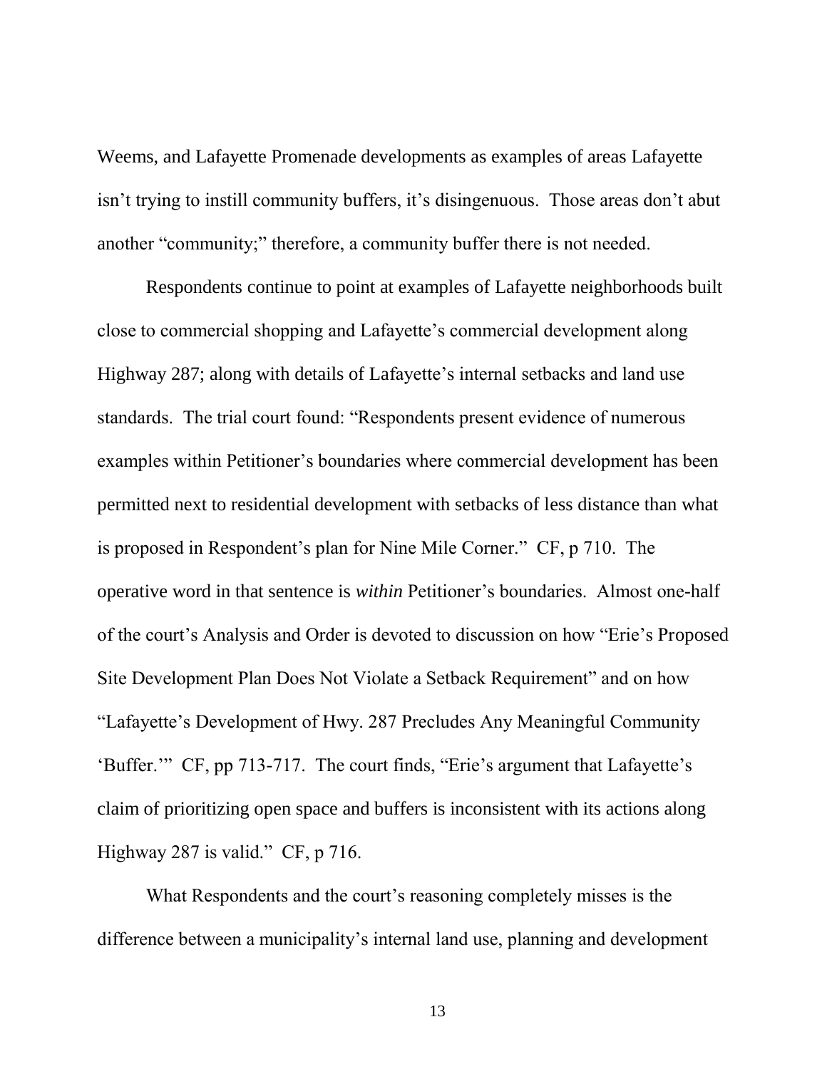Weems, and Lafayette Promenade developments as examples of areas Lafayette isn't trying to instill community buffers, it's disingenuous. Those areas don't abut another "community;" therefore, a community buffer there is not needed.

Respondents continue to point at examples of Lafayette neighborhoods built close to commercial shopping and Lafayette's commercial development along Highway 287; along with details of Lafayette's internal setbacks and land use standards. The trial court found: "Respondents present evidence of numerous examples within Petitioner's boundaries where commercial development has been permitted next to residential development with setbacks of less distance than what is proposed in Respondent's plan for Nine Mile Corner." CF, p 710. The operative word in that sentence is *within* Petitioner's boundaries. Almost one-half of the court's Analysis and Order is devoted to discussion on how "Erie's Proposed Site Development Plan Does Not Violate a Setback Requirement" and on how "Lafayette's Development of Hwy. 287 Precludes Any Meaningful Community 'Buffer.'" CF, pp 713-717. The court finds, "Erie's argument that Lafayette's claim of prioritizing open space and buffers is inconsistent with its actions along Highway 287 is valid." CF, p 716.

What Respondents and the court's reasoning completely misses is the difference between a municipality's internal land use, planning and development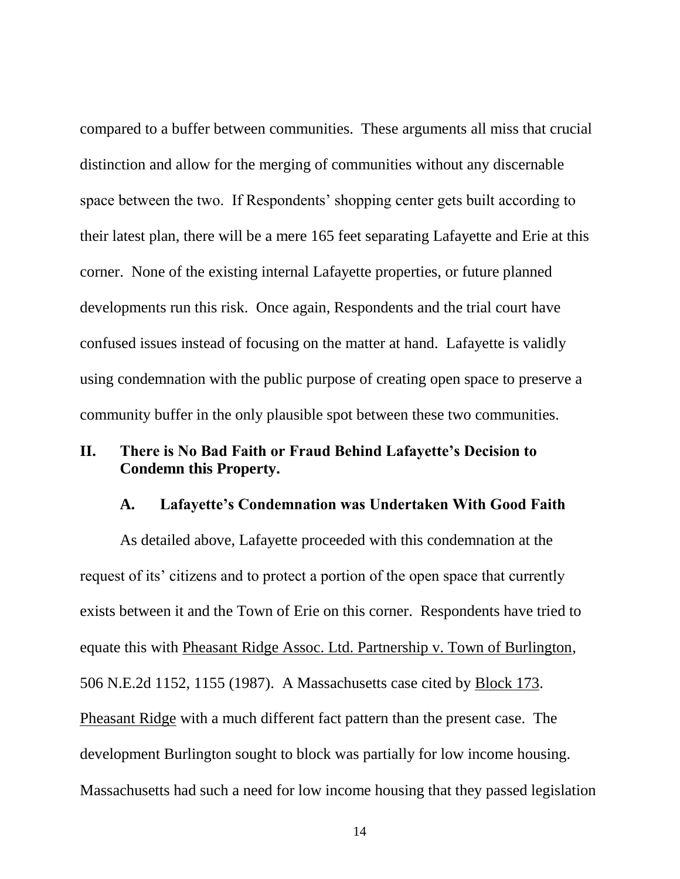compared to a buffer between communities. These arguments all miss that crucial distinction and allow for the merging of communities without any discernable space between the two. If Respondents' shopping center gets built according to their latest plan, there will be a mere 165 feet separating Lafayette and Erie at this corner. None of the existing internal Lafayette properties, or future planned developments run this risk. Once again, Respondents and the trial court have confused issues instead of focusing on the matter at hand. Lafayette is validly using condemnation with the public purpose of creating open space to preserve a community buffer in the only plausible spot between these two communities.

## II. There is No Bad Faith or Fraud Behind Lafayette's Decision to Condemn this Property.

### A. Lafayette's Condemnation was Undertaken With Good Faith

As detailed above, Lafayette proceeded with this condemnation at the request of its' citizens and to protect a portion of the open space that currently exists between it and the Town of Erie on this corner. Respondents have tried to equate this with Pheasant Ridge Assoc. Ltd. Partnership v. Town of Burlington, 506 N.E.2d 1152, 1155 (1987). A Massachusetts case cited by Block 173. Pheasant Ridge with a much different fact pattern than the present case. The development Burlington sought to block was partially for low income housing. Massachusetts had such a need for low income housing that they passed legislation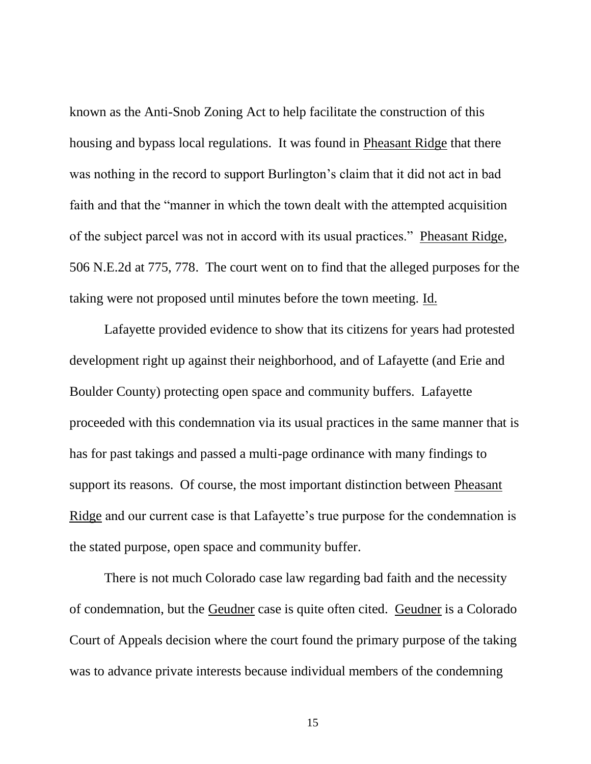known as the Anti-Snob Zoning Act to help facilitate the construction of this housing and bypass local regulations. It was found in Pheasant Ridge that there was nothing in the record to support Burlington's claim that it did not act in bad faith and that the "manner in which the town dealt with the attempted acquisition of the subject parcel was not in accord with its usual practices." Pheasant Ridge, 506 N.E.2d at 775, 778. The court went on to find that the alleged purposes for the taking were not proposed until minutes before the town meeting. Id.

Lafayette provided evidence to show that its citizens for years had protested development right up against their neighborhood, and of Lafayette (and Erie and Boulder County) protecting open space and community buffers. Lafayette proceeded with this condemnation via its usual practices in the same manner that is has for past takings and passed a multi-page ordinance with many findings to support its reasons. Of course, the most important distinction between Pheasant Ridge and our current case is that Lafayette's true purpose for the condemnation is the stated purpose, open space and community buffer.

There is not much Colorado case law regarding bad faith and the necessity of condemnation, but the Geudner case is quite often cited. Geudner is a Colorado Court of Appeals decision where the court found the primary purpose of the taking was to advance private interests because individual members of the condemning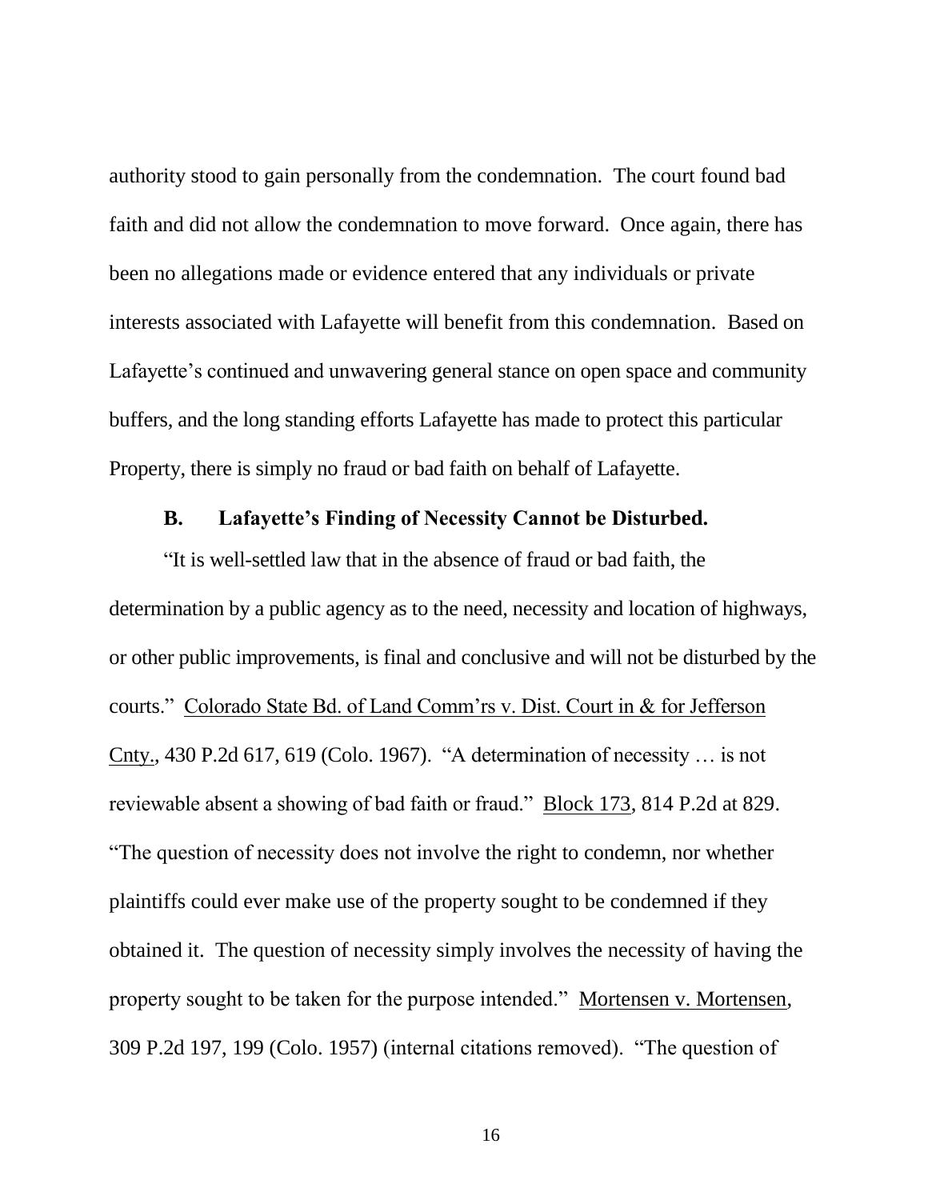authority stood to gain personally from the condemnation. The court found bad faith and did not allow the condemnation to move forward. Once again, there has been no allegations made or evidence entered that any individuals or private interests associated with Lafayette will benefit from this condemnation. Based on Lafayette's continued and unwavering general stance on open space and community buffers, and the long standing efforts Lafayette has made to protect this particular Property, there is simply no fraud or bad faith on behalf of Lafayette.

### B. Lafayette's Finding of Necessity Cannot be Disturbed.

"It is well-settled law that in the absence of fraud or bad faith, the determination by a public agency as to the need, necessity and location of highways, or other public improvements, is final and conclusive and will not be disturbed by the courts." Colorado State Bd. of Land Comm'rs v. Dist. Court in & for Jefferson Cnty., 430 P.2d 617, 619 (Colo. 1967). "A determination of necessity … is not reviewable absent a showing of bad faith or fraud." Block 173, 814 P.2d at 829. "The question of necessity does not involve the right to condemn, nor whether plaintiffs could ever make use of the property sought to be condemned if they obtained it. The question of necessity simply involves the necessity of having the property sought to be taken for the purpose intended." Mortensen v. Mortensen, 309 P.2d 197, 199 (Colo. 1957) (internal citations removed). "The question of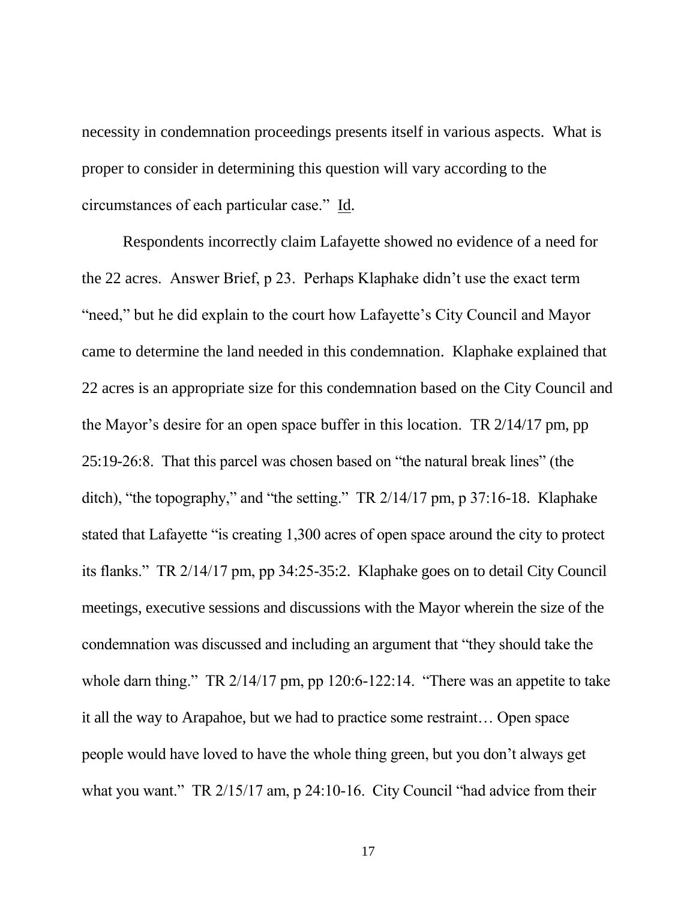necessity in condemnation proceedings presents itself in various aspects. What is proper to consider in determining this question will vary according to the circumstances of each particular case." Id.

Respondents incorrectly claim Lafayette showed no evidence of a need for the 22 acres. Answer Brief, p 23. Perhaps Klaphake didn't use the exact term "need," but he did explain to the court how Lafayette's City Council and Mayor came to determine the land needed in this condemnation. Klaphake explained that 22 acres is an appropriate size for this condemnation based on the City Council and the Mayor's desire for an open space buffer in this location. TR 2/14/17 pm, pp 25:19-26:8. That this parcel was chosen based on "the natural break lines" (the ditch), "the topography," and "the setting." TR 2/14/17 pm, p 37:16-18. Klaphake stated that Lafayette "is creating 1,300 acres of open space around the city to protect its flanks." TR 2/14/17 pm, pp 34:25-35:2. Klaphake goes on to detail City Council meetings, executive sessions and discussions with the Mayor wherein the size of the condemnation was discussed and including an argument that "they should take the whole darn thing." TR 2/14/17 pm, pp 120:6-122:14. "There was an appetite to take it all the way to Arapahoe, but we had to practice some restraint… Open space people would have loved to have the whole thing green, but you don't always get what you want." TR 2/15/17 am, p 24:10-16. City Council "had advice from their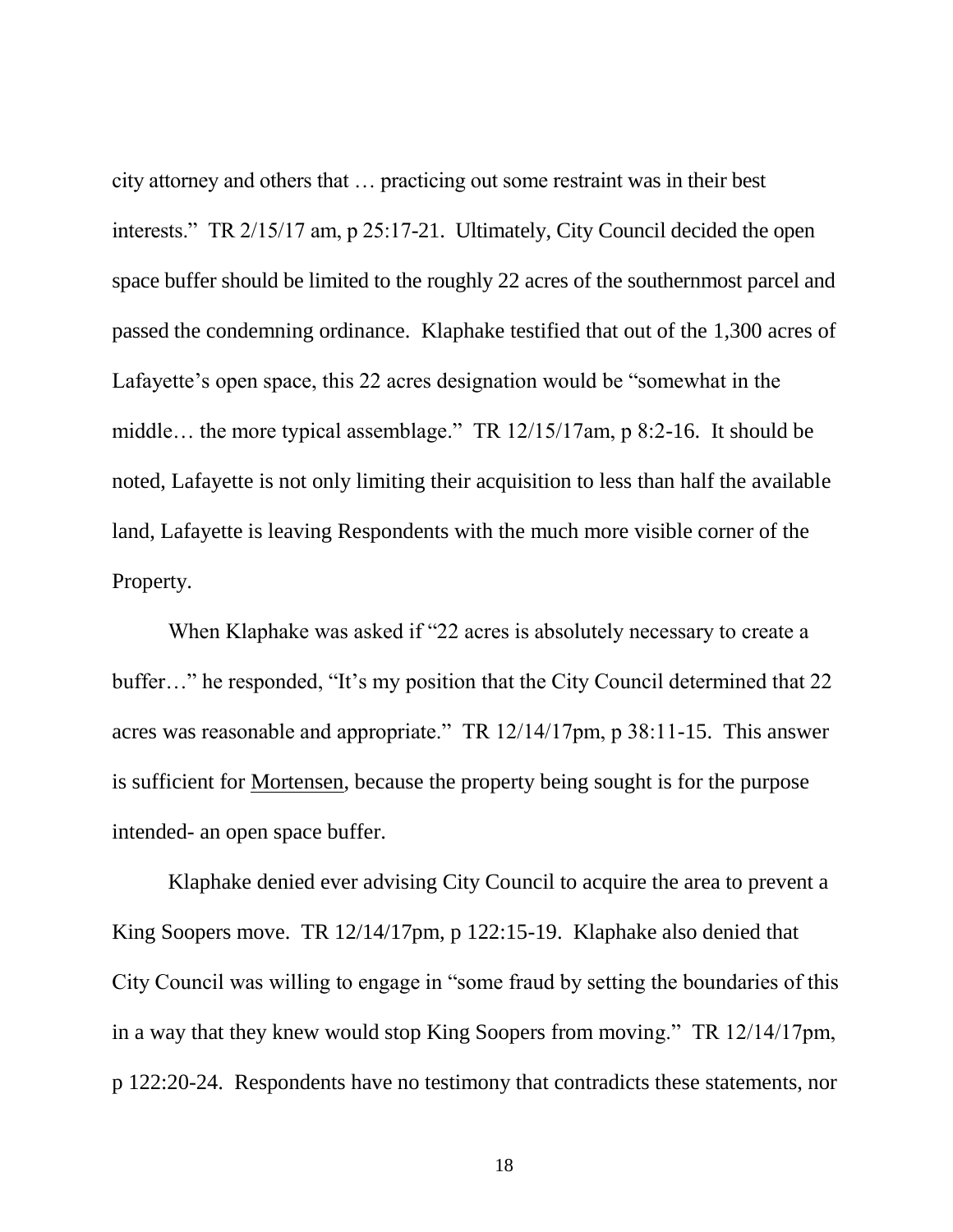city attorney and others that … practicing out some restraint was in their best interests." TR 2/15/17 am, p 25:17-21. Ultimately, City Council decided the open space buffer should be limited to the roughly 22 acres of the southernmost parcel and passed the condemning ordinance. Klaphake testified that out of the 1,300 acres of Lafayette's open space, this 22 acres designation would be "somewhat in the middle… the more typical assemblage." TR 12/15/17am, p 8:2-16. It should be noted, Lafayette is not only limiting their acquisition to less than half the available land, Lafayette is leaving Respondents with the much more visible corner of the Property.

When Klaphake was asked if "22 acres is absolutely necessary to create a buffer…" he responded, "It's my position that the City Council determined that 22 acres was reasonable and appropriate." TR 12/14/17pm, p 38:11-15. This answer is sufficient for Mortensen, because the property being sought is for the purpose intended- an open space buffer.

Klaphake denied ever advising City Council to acquire the area to prevent a King Soopers move. TR 12/14/17pm, p 122:15-19. Klaphake also denied that City Council was willing to engage in "some fraud by setting the boundaries of this in a way that they knew would stop King Soopers from moving." TR 12/14/17pm, p 122:20-24. Respondents have no testimony that contradicts these statements, nor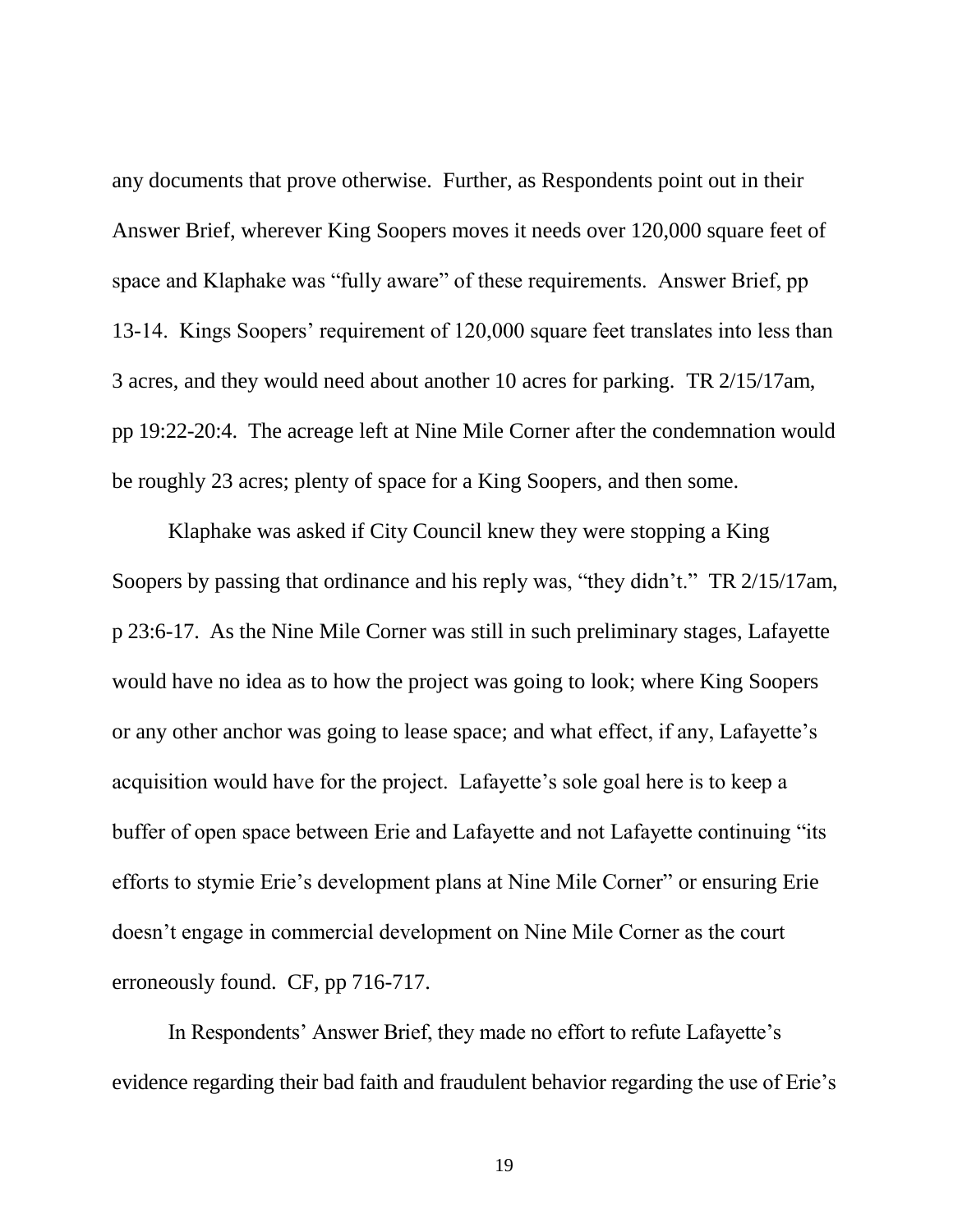any documents that prove otherwise. Further, as Respondents point out in their Answer Brief, wherever King Soopers moves it needs over 120,000 square feet of space and Klaphake was "fully aware" of these requirements. Answer Brief, pp 13-14. Kings Soopers' requirement of 120,000 square feet translates into less than 3 acres, and they would need about another 10 acres for parking. TR 2/15/17am, pp 19:22-20:4. The acreage left at Nine Mile Corner after the condemnation would be roughly 23 acres; plenty of space for a King Soopers, and then some.

Klaphake was asked if City Council knew they were stopping a King Soopers by passing that ordinance and his reply was, "they didn't." TR 2/15/17am, p 23:6-17. As the Nine Mile Corner was still in such preliminary stages, Lafayette would have no idea as to how the project was going to look; where King Soopers or any other anchor was going to lease space; and what effect, if any, Lafayette's acquisition would have for the project. Lafayette's sole goal here is to keep a buffer of open space between Erie and Lafayette and not Lafayette continuing "its efforts to stymie Erie's development plans at Nine Mile Corner" or ensuring Erie doesn't engage in commercial development on Nine Mile Corner as the court erroneously found. CF, pp 716-717.

In Respondents' Answer Brief, they made no effort to refute Lafayette's evidence regarding their bad faith and fraudulent behavior regarding the use of Erie's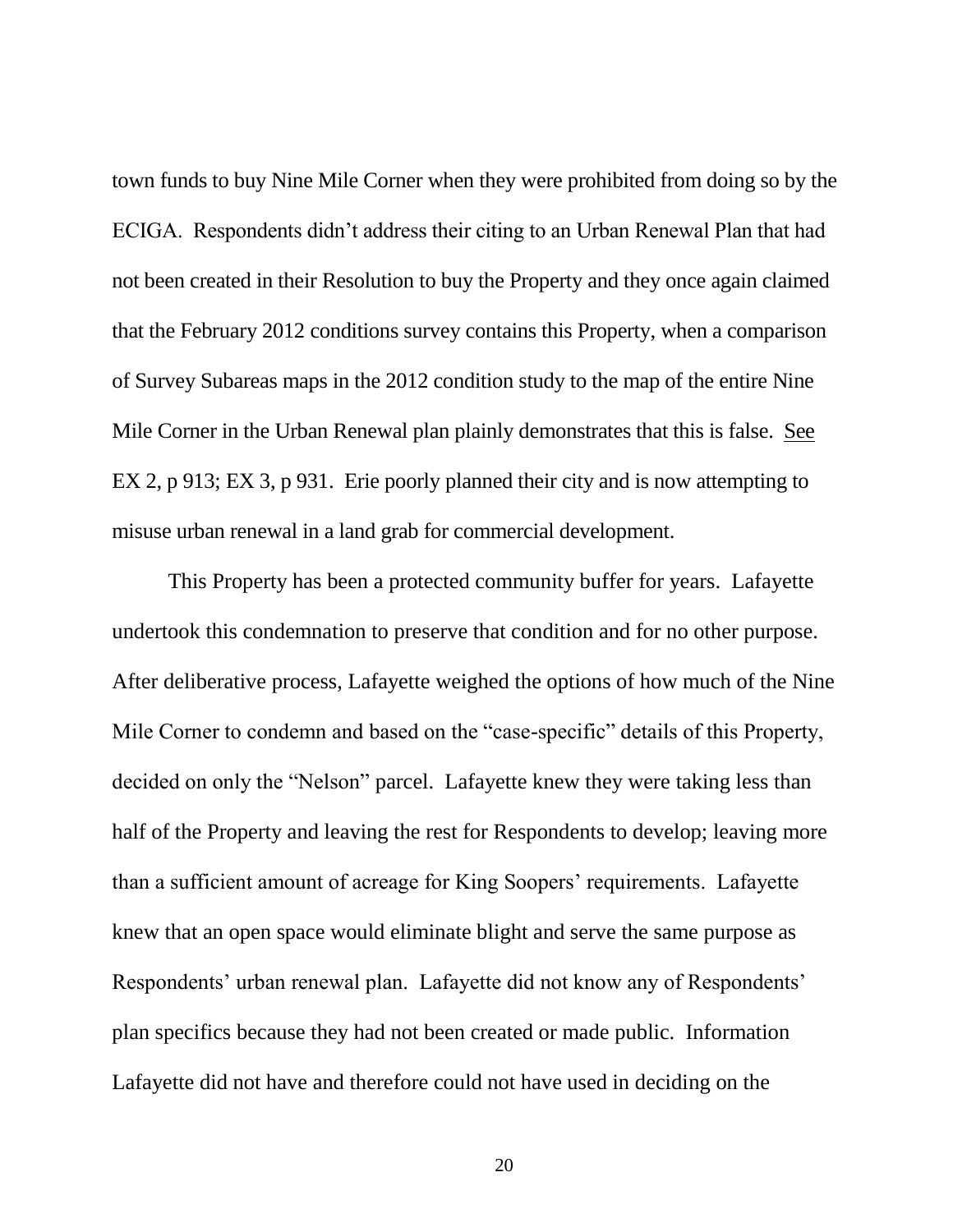town funds to buy Nine Mile Corner when they were prohibited from doing so by the ECIGA. Respondents didn't address their citing to an Urban Renewal Plan that had not been created in their Resolution to buy the Property and they once again claimed that the February 2012 conditions survey contains this Property, when a comparison of Survey Subareas maps in the 2012 condition study to the map of the entire Nine Mile Corner in the Urban Renewal plan plainly demonstrates that this is false. See EX 2, p 913; EX 3, p 931. Erie poorly planned their city and is now attempting to misuse urban renewal in a land grab for commercial development.

This Property has been a protected community buffer for years. Lafayette undertook this condemnation to preserve that condition and for no other purpose. After deliberative process, Lafayette weighed the options of how much of the Nine Mile Corner to condemn and based on the "case-specific" details of this Property, decided on only the "Nelson" parcel. Lafayette knew they were taking less than half of the Property and leaving the rest for Respondents to develop; leaving more than a sufficient amount of acreage for King Soopers' requirements. Lafayette knew that an open space would eliminate blight and serve the same purpose as Respondents' urban renewal plan. Lafayette did not know any of Respondents' plan specifics because they had not been created or made public. Information Lafayette did not have and therefore could not have used in deciding on the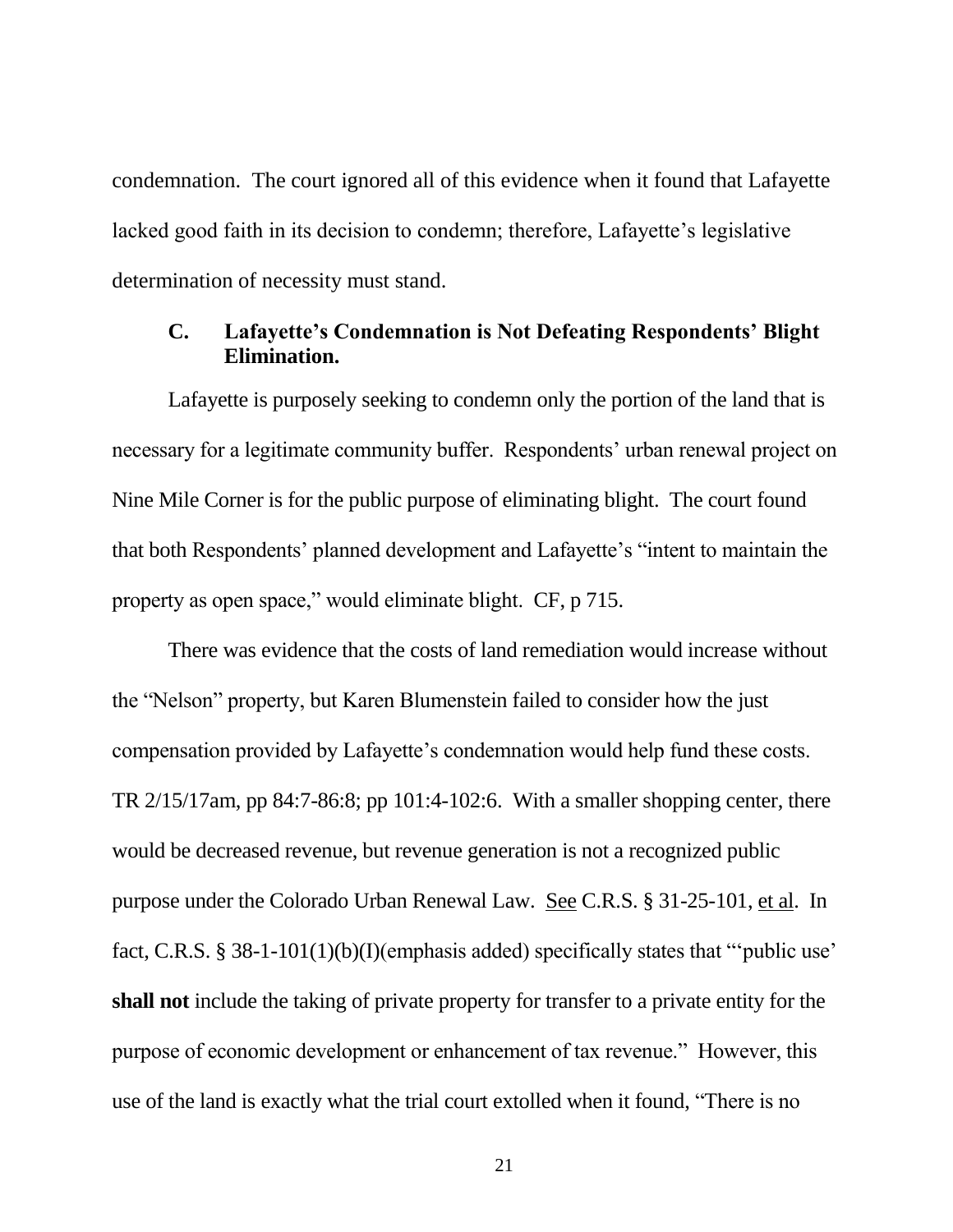condemnation. The court ignored all of this evidence when it found that Lafayette lacked good faith in its decision to condemn; therefore, Lafayette's legislative determination of necessity must stand.

### C. Lafayette's Condemnation is Not Defeating Respondents' Blight Elimination.

Lafayette is purposely seeking to condemn only the portion of the land that is necessary for a legitimate community buffer. Respondents' urban renewal project on Nine Mile Corner is for the public purpose of eliminating blight. The court found that both Respondents' planned development and Lafayette's "intent to maintain the property as open space," would eliminate blight. CF, p 715.

There was evidence that the costs of land remediation would increase without the "Nelson" property, but Karen Blumenstein failed to consider how the just compensation provided by Lafayette's condemnation would help fund these costs. TR 2/15/17am, pp 84:7-86:8; pp 101:4-102:6. With a smaller shopping center, there would be decreased revenue, but revenue generation is not a recognized public purpose under the Colorado Urban Renewal Law. See C.R.S. § 31-25-101, et al. In fact, C.R.S. § 38-1-101(1)(b)(I)(emphasis added) specifically states that "'public use' **shall not** include the taking of private property for transfer to a private entity for the purpose of economic development or enhancement of tax revenue." However, this use of the land is exactly what the trial court extolled when it found, "There is no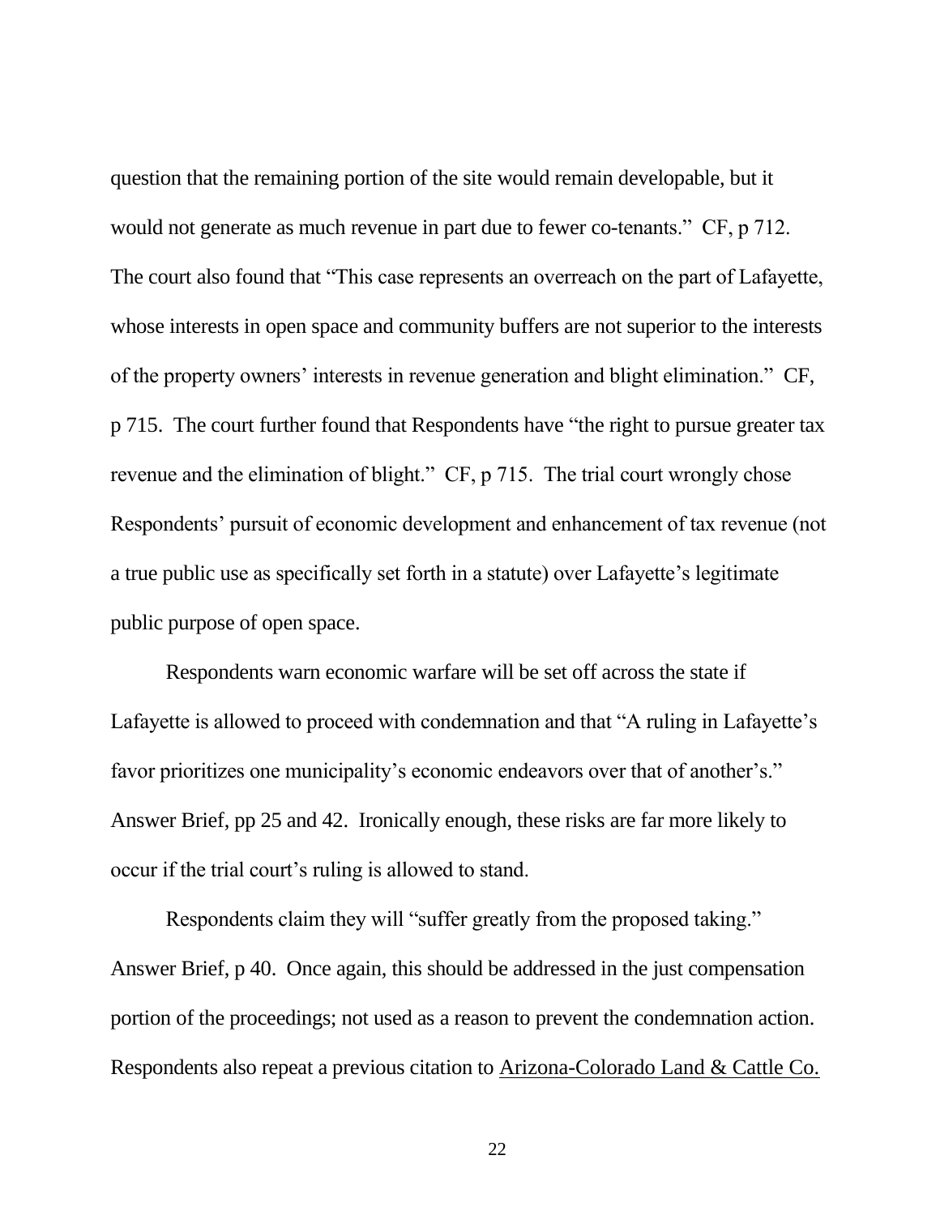question that the remaining portion of the site would remain developable, but it would not generate as much revenue in part due to fewer co-tenants." CF, p 712. The court also found that "This case represents an overreach on the part of Lafayette, whose interests in open space and community buffers are not superior to the interests of the property owners' interests in revenue generation and blight elimination." CF, p 715. The court further found that Respondents have "the right to pursue greater tax revenue and the elimination of blight." CF, p 715. The trial court wrongly chose Respondents' pursuit of economic development and enhancement of tax revenue (not a true public use as specifically set forth in a statute) over Lafayette's legitimate public purpose of open space.

Respondents warn economic warfare will be set off across the state if Lafayette is allowed to proceed with condemnation and that "A ruling in Lafayette's favor prioritizes one municipality's economic endeavors over that of another's." Answer Brief, pp 25 and 42. Ironically enough, these risks are far more likely to occur if the trial court's ruling is allowed to stand.

Respondents claim they will "suffer greatly from the proposed taking." Answer Brief, p 40. Once again, this should be addressed in the just compensation portion of the proceedings; not used as a reason to prevent the condemnation action. Respondents also repeat a previous citation to Arizona-Colorado Land & Cattle Co.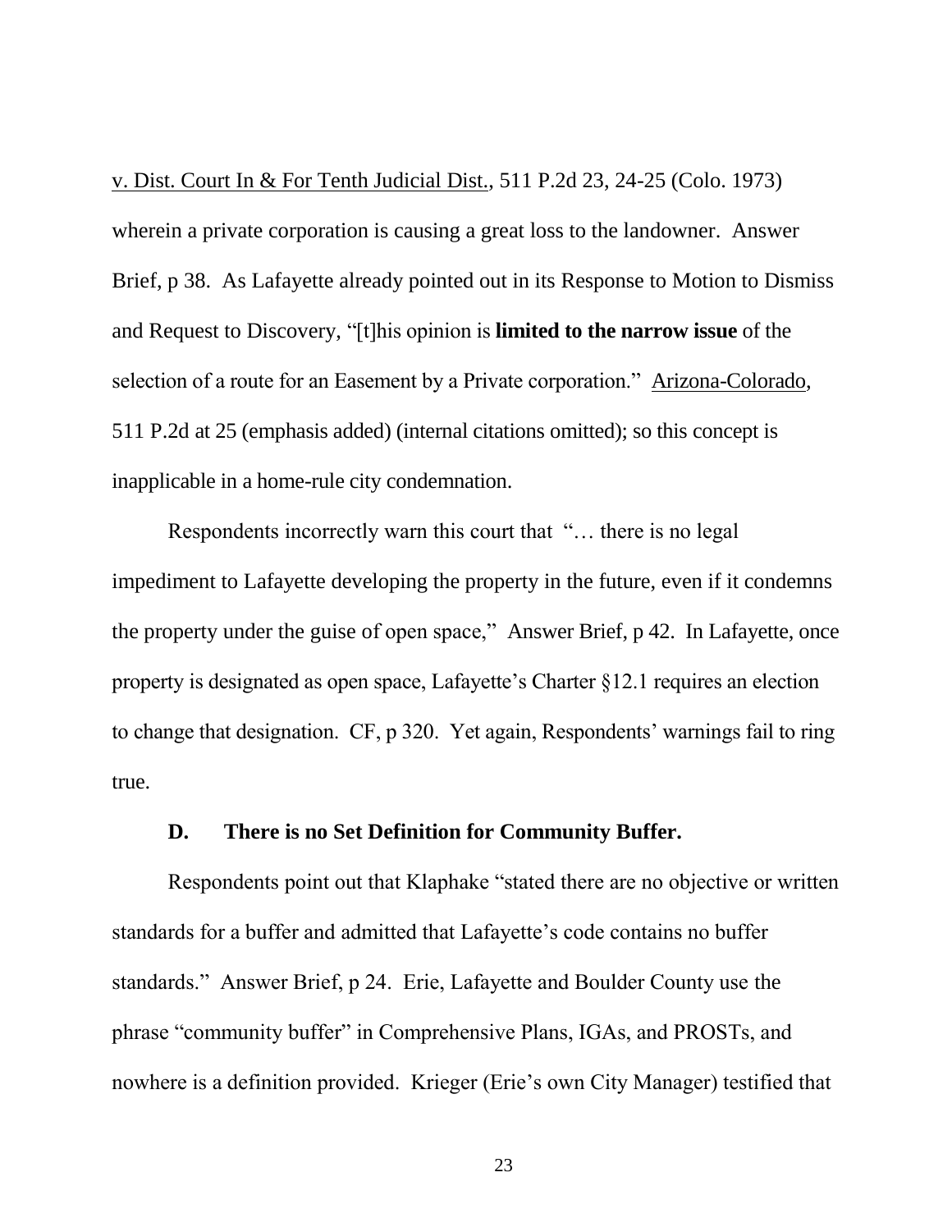v. Dist. Court In & For Tenth Judicial Dist., 511 P.2d 23, 24-25 (Colo. 1973) wherein a private corporation is causing a great loss to the landowner. Answer Brief, p 38. As Lafayette already pointed out in its Response to Motion to Dismiss and Request to Discovery, "[t]his opinion is **limited to the narrow issue** of the selection of a route for an Easement by a Private corporation." Arizona-Colorado, 511 P.2d at 25 (emphasis added) (internal citations omitted); so this concept is inapplicable in a home-rule city condemnation.

Respondents incorrectly warn this court that "… there is no legal impediment to Lafayette developing the property in the future, even if it condemns the property under the guise of open space," Answer Brief, p 42. In Lafayette, once property is designated as open space, Lafayette's Charter §12.1 requires an election to change that designation. CF, p 320. Yet again, Respondents' warnings fail to ring true.

### D. There is no Set Definition for Community Buffer.

Respondents point out that Klaphake "stated there are no objective or written standards for a buffer and admitted that Lafayette's code contains no buffer standards." Answer Brief, p 24. Erie, Lafayette and Boulder County use the phrase "community buffer" in Comprehensive Plans, IGAs, and PROSTs, and nowhere is a definition provided. Krieger (Erie's own City Manager) testified that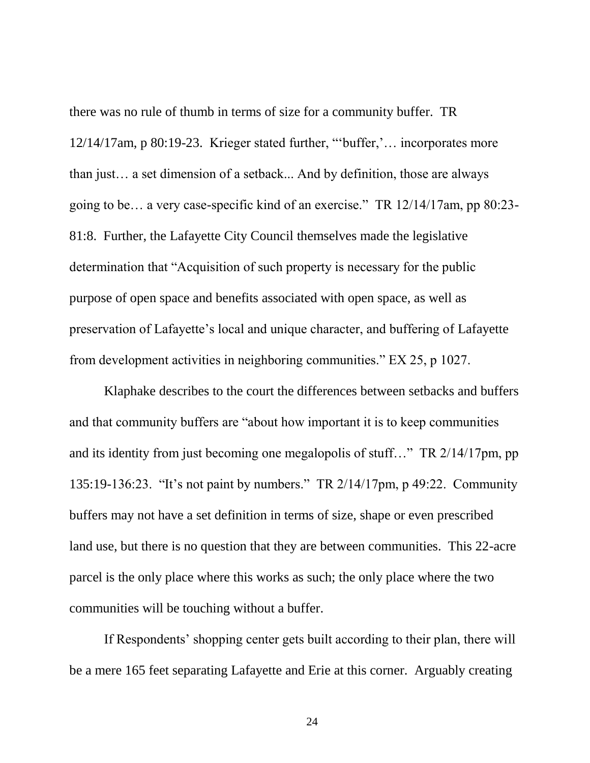there was no rule of thumb in terms of size for a community buffer. TR 12/14/17am, p 80:19-23. Krieger stated further, "'buffer,'… incorporates more than just… a set dimension of a setback... And by definition, those are always going to be… a very case-specific kind of an exercise." TR 12/14/17am, pp 80:23-81:8. Further, the Lafayette City Council themselves made the legislative determination that "Acquisition of such property is necessary for the public purpose of open space and benefits associated with open space, as well as preservation of Lafayette's local and unique character, and buffering of Lafayette from development activities in neighboring communities." EX 25, p 1027.

Klaphake describes to the court the differences between setbacks and buffers and that community buffers are "about how important it is to keep communities and its identity from just becoming one megalopolis of stuff…" TR 2/14/17pm, pp 135:19-136:23. "It's not paint by numbers." TR 2/14/17pm, p 49:22. Community buffers may not have a set definition in terms of size, shape or even prescribed land use, but there is no question that they are between communities. This 22-acre parcel is the only place where this works as such; the only place where the two communities will be touching without a buffer.

If Respondents' shopping center gets built according to their plan, there will be a mere 165 feet separating Lafayette and Erie at this corner. Arguably creating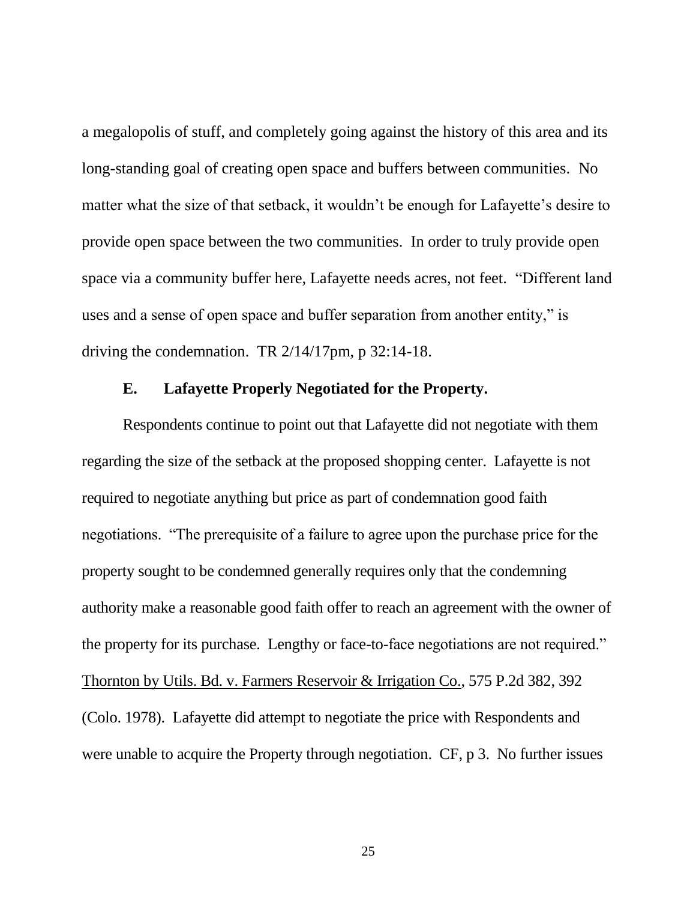a megalopolis of stuff, and completely going against the history of this area and its long-standing goal of creating open space and buffers between communities. No matter what the size of that setback, it wouldn't be enough for Lafayette's desire to provide open space between the two communities. In order to truly provide open space via a community buffer here, Lafayette needs acres, not feet. "Different land uses and a sense of open space and buffer separation from another entity," is driving the condemnation. TR 2/14/17pm, p 32:14-18.

### E. Lafayette Properly Negotiated for the Property.

Respondents continue to point out that Lafayette did not negotiate with them regarding the size of the setback at the proposed shopping center. Lafayette is not required to negotiate anything but price as part of condemnation good faith negotiations. "The prerequisite of a failure to agree upon the purchase price for the property sought to be condemned generally requires only that the condemning authority make a reasonable good faith offer to reach an agreement with the owner of the property for its purchase. Lengthy or face-to-face negotiations are not required." Thornton by Utils. Bd. v. Farmers Reservoir & Irrigation Co., 575 P.2d 382, 392 (Colo. 1978). Lafayette did attempt to negotiate the price with Respondents and were unable to acquire the Property through negotiation. CF, p 3. No further issues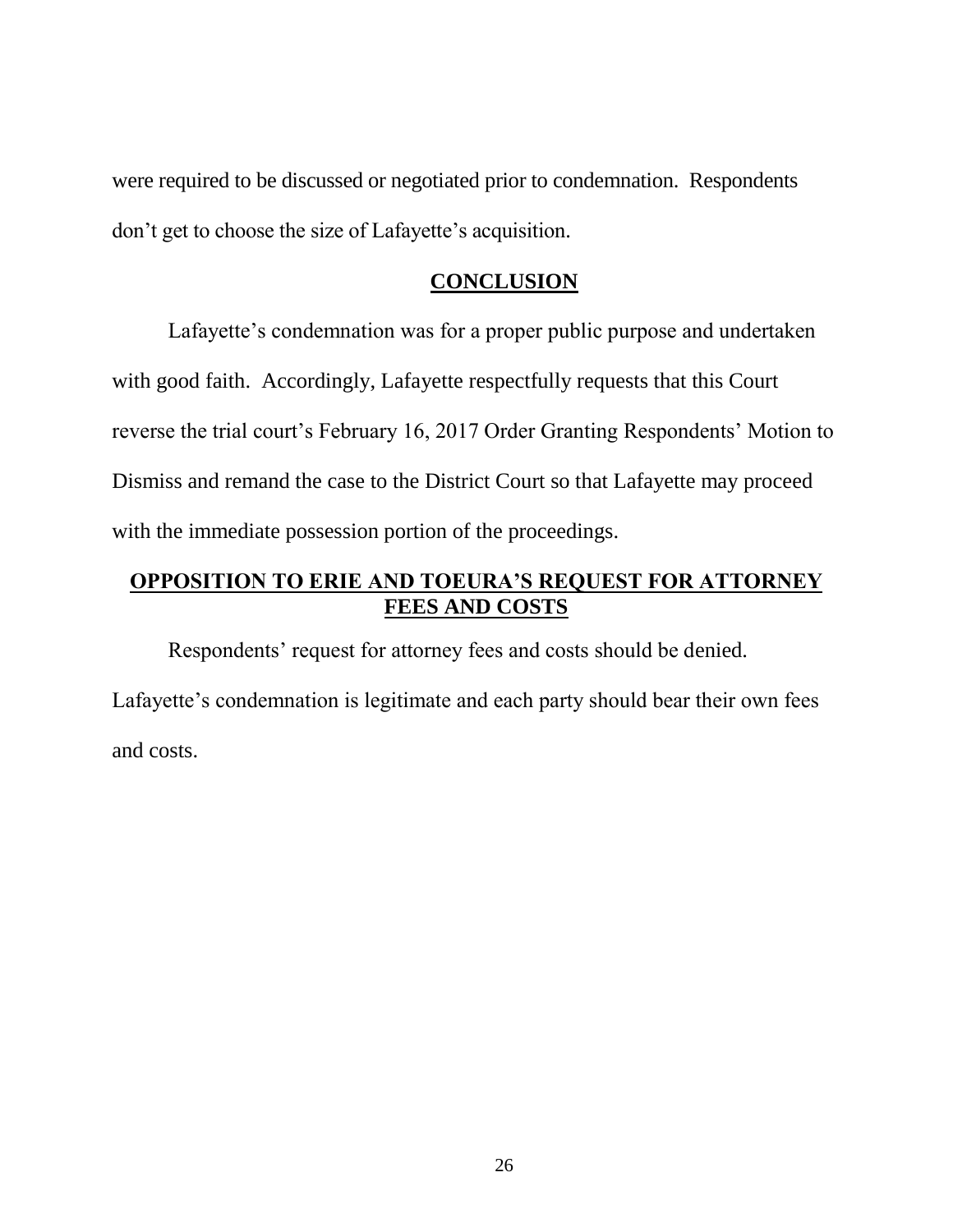were required to be discussed or negotiated prior to condemnation. Respondents don't get to choose the size of Lafayette's acquisition.

## CONCLUSION

Lafayette's condemnation was for a proper public purpose and undertaken with good faith. Accordingly, Lafayette respectfully requests that this Court reverse the trial court's February 16, 2017 Order Granting Respondents' Motion to Dismiss and remand the case to the District Court so that Lafayette may proceed with the immediate possession portion of the proceedings.

## OPPOSITION TO ERIE AND TOEURA'S REQUEST FOR ATTORNEY FEES AND COSTS

Respondents' request for attorney fees and costs should be denied. Lafayette's condemnation is legitimate and each party should bear their own fees and costs.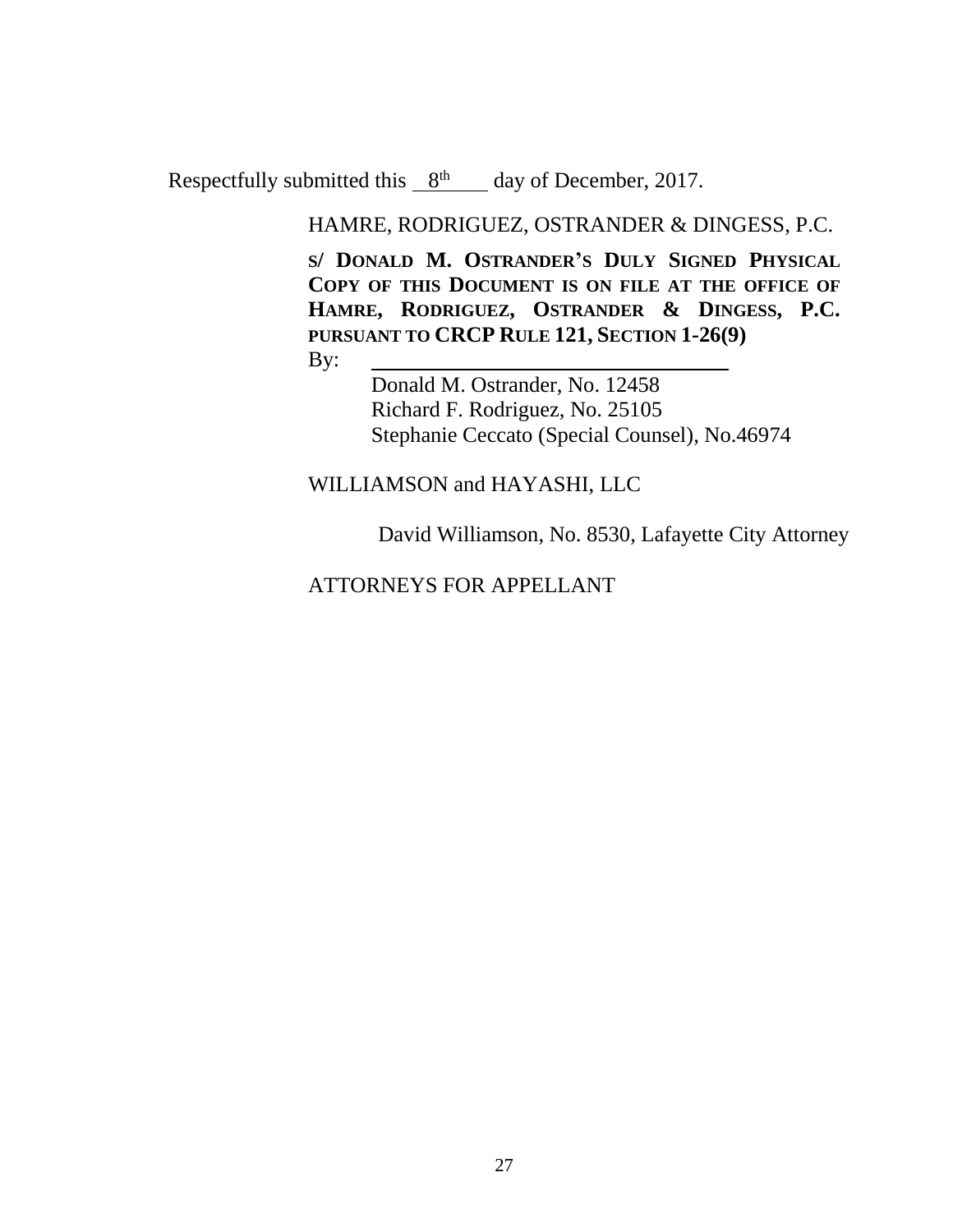Respectfully submitted this 8th day of December, 2017.

HAMRE, RODRIGUEZ, OSTRANDER & DINGESS, P.C.

**S/ DONALD M. OSTRANDER'S DULY SIGNED PHYSICAL COPY OF THIS DOCUMENT IS ON FILE AT THE OFFICE OF HAMRE, RODRIGUEZ, OSTRANDER & DINGESS, P.C. PURSUANT TO CRCP RULE 121, SECTION 1-26(9)**

By: ______________________________

Donald M. Ostrander, No. 12458
Richard F. Rodriguez, No. 25105
Stephanie Ceccato (Special Counsel), No.46974

WILLIAMSON and HAYASHI, LLC

David Williamson, No. 8530, Lafayette City Attorney

ATTORNEYS FOR APPELLANT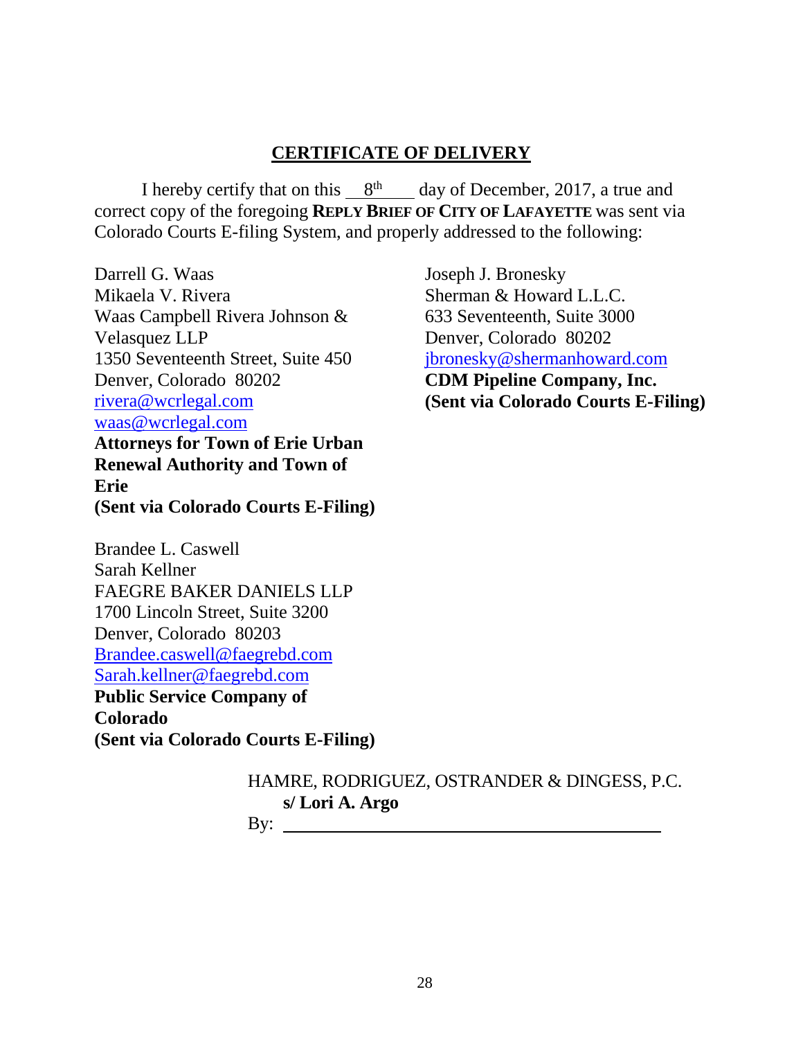## CERTIFICATE OF DELIVERY

I hereby certify that on this 8th day of December, 2017, a true and correct copy of the foregoing **REPLY BRIEF OF CITY OF LAFAYETTE** was sent via Colorado Courts E-filing System, and properly addressed to the following:

Darrell G. Waas
Mikaela V. Rivera
Waas Campbell Rivera Johnson & Velasquez LLP
1350 Seventeenth Street, Suite 450
Denver, Colorado 80202
rivera@wcrlegal.com
waas@wcrlegal.com
**Attorneys for Town of Erie Urban Renewal Authority and Town of Erie**
**(Sent via Colorado Courts E-Filing)**

Joseph J. Bronesky
Sherman & Howard L.L.C.
633 Seventeenth, Suite 3000
Denver, Colorado 80202
jbronesky@shermanhoward.com
**CDM Pipeline Company, Inc.**
**(Sent via Colorado Courts E-Filing)**

Brandee L. Caswell
Sarah Kellner
FAEGRE BAKER DANIELS LLP
1700 Lincoln Street, Suite 3200
Denver, Colorado 80203
Brandee.caswell@faegrebd.com
Sarah.kellner@faegrebd.com
**Public Service Company of Colorado**
**(Sent via Colorado Courts E-Filing)**

HAMRE, RODRIGUEZ, OSTRANDER & DINGESS, P.C.

By: **s/ Lori A. Argo**